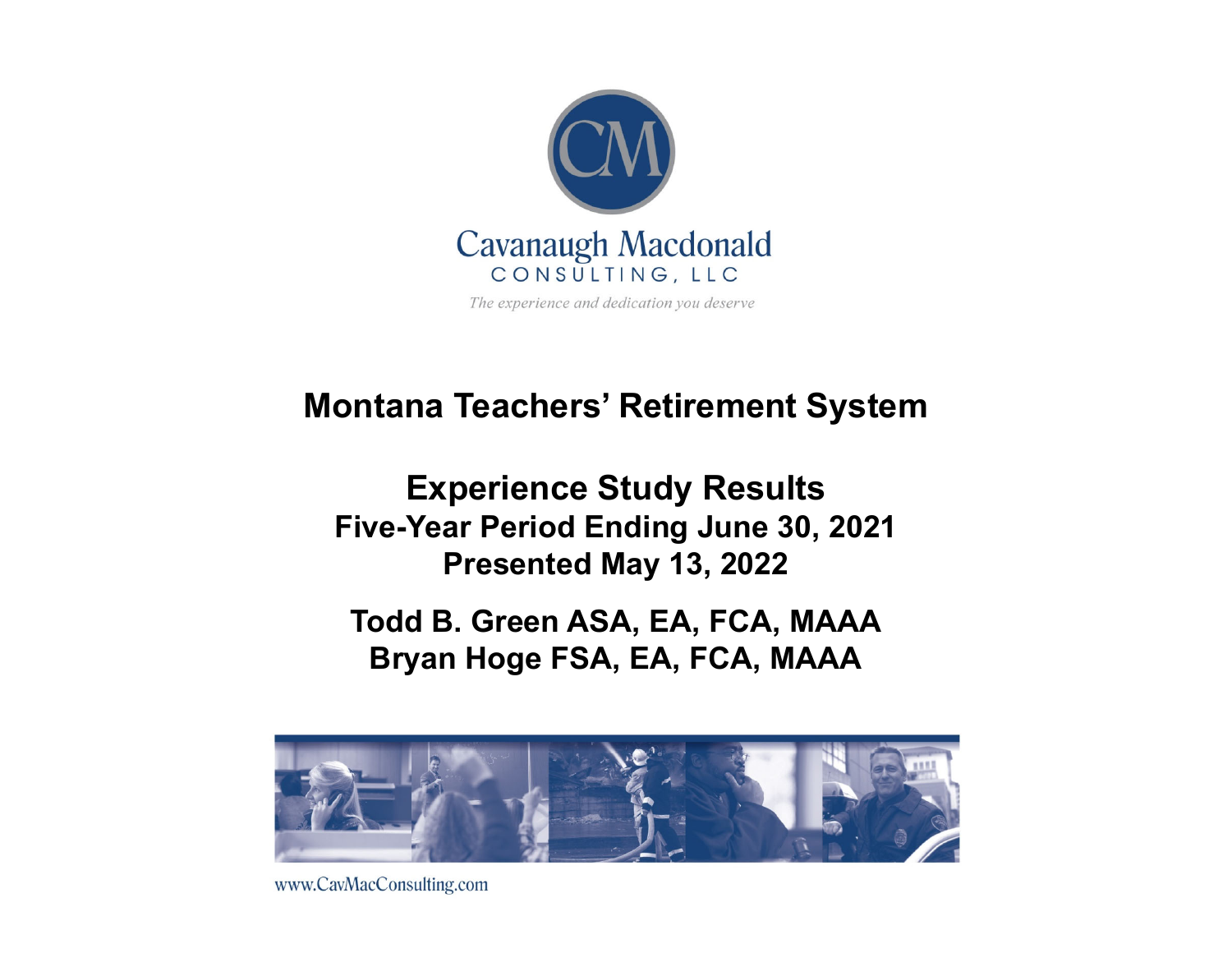Cavanaugh Macdonald

CONSULTING, LLC

*The experience and dedication you deserve*

# Montana Teachers' Retirement System

## Experience Study Results

### Five-Year Period Ending June 30, 2021

### Presented May 13, 2022

**Todd B. Green ASA, EA, FCA, MAAA**

**Bryan Hoge FSA, EA, FCA, MAAA**

www.CavMacConsulting.com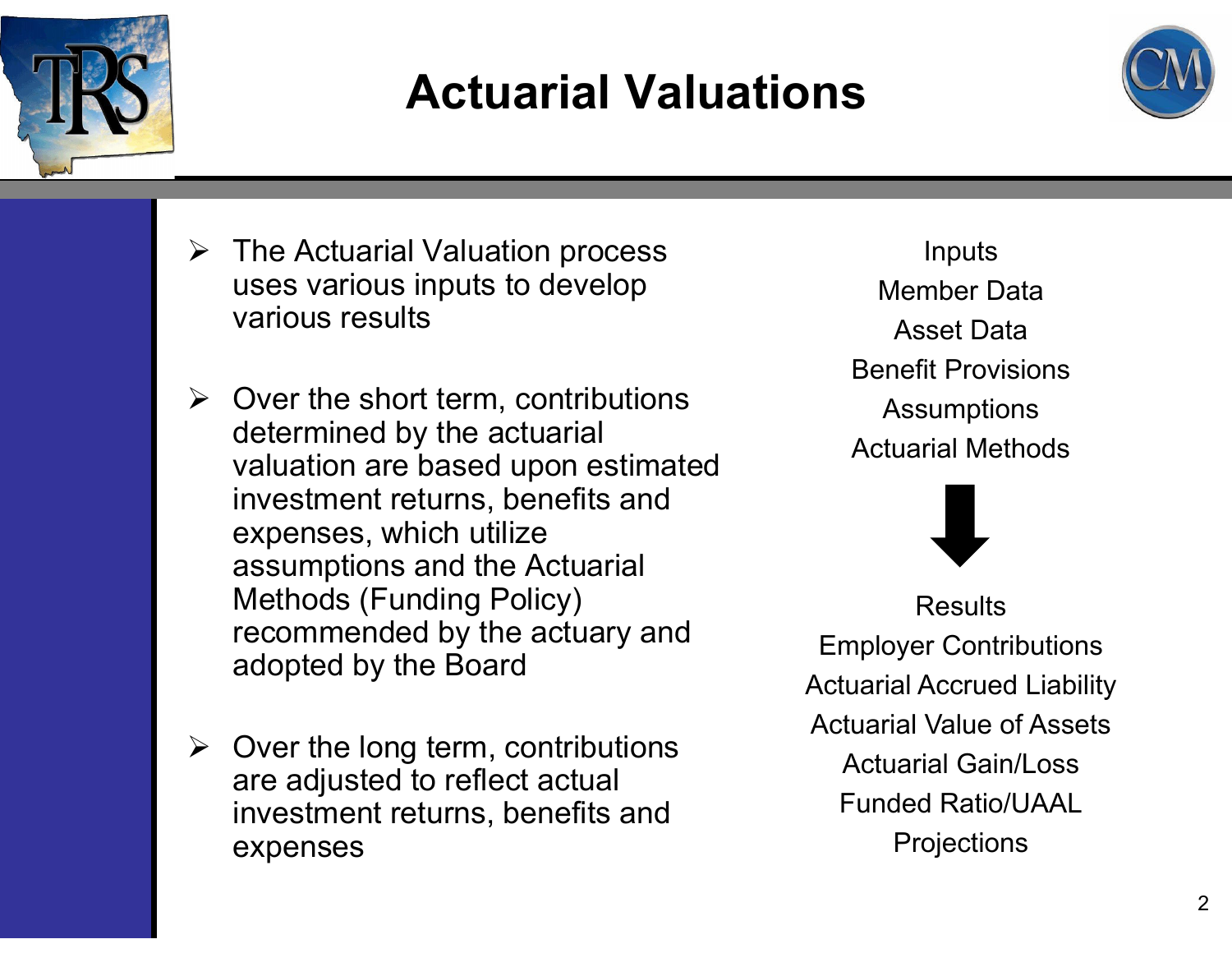# Actuarial Valuations

- The Actuarial Valuation process uses various inputs to develop various results
- Over the short term, contributions determined by the actuarial valuation are based upon estimated investment returns, benefits and expenses, which utilize assumptions and the Actuarial Methods (Funding Policy) recommended by the actuary and adopted by the Board
- Over the long term, contributions are adjusted to reflect actual investment returns, benefits and expenses

Inputs

Member Data

Asset Data

Benefit Provisions

Assumptions

Actuarial Methods

↓

Results

Employer Contributions

Actuarial Accrued Liability

Actuarial Value of Assets

Actuarial Gain/Loss

Funded Ratio/UAAL

Projections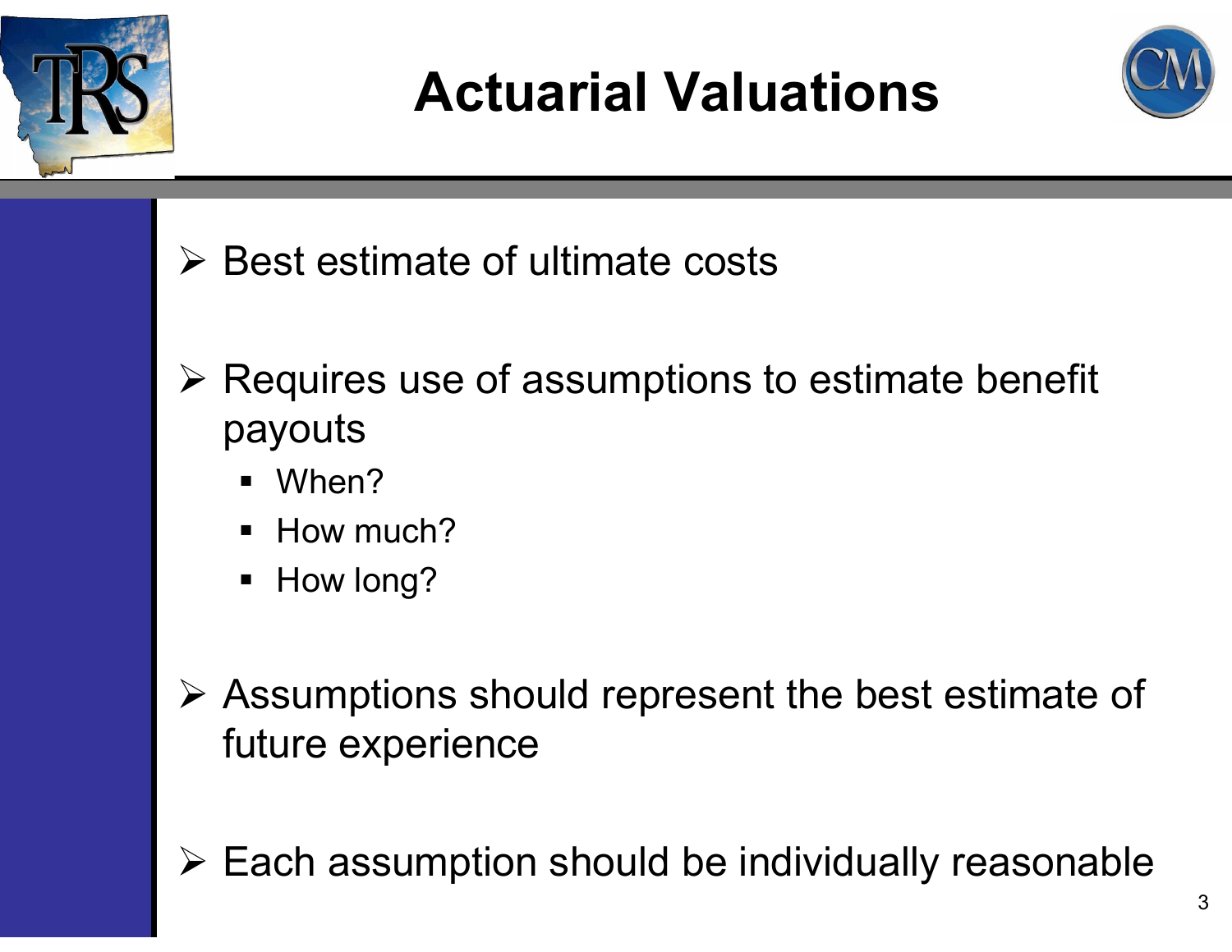# Actuarial Valuations

- Best estimate of ultimate costs
- Requires use of assumptions to estimate benefit payouts
  - When?
  - How much?
  - How long?
- Assumptions should represent the best estimate of future experience
- Each assumption should be individually reasonable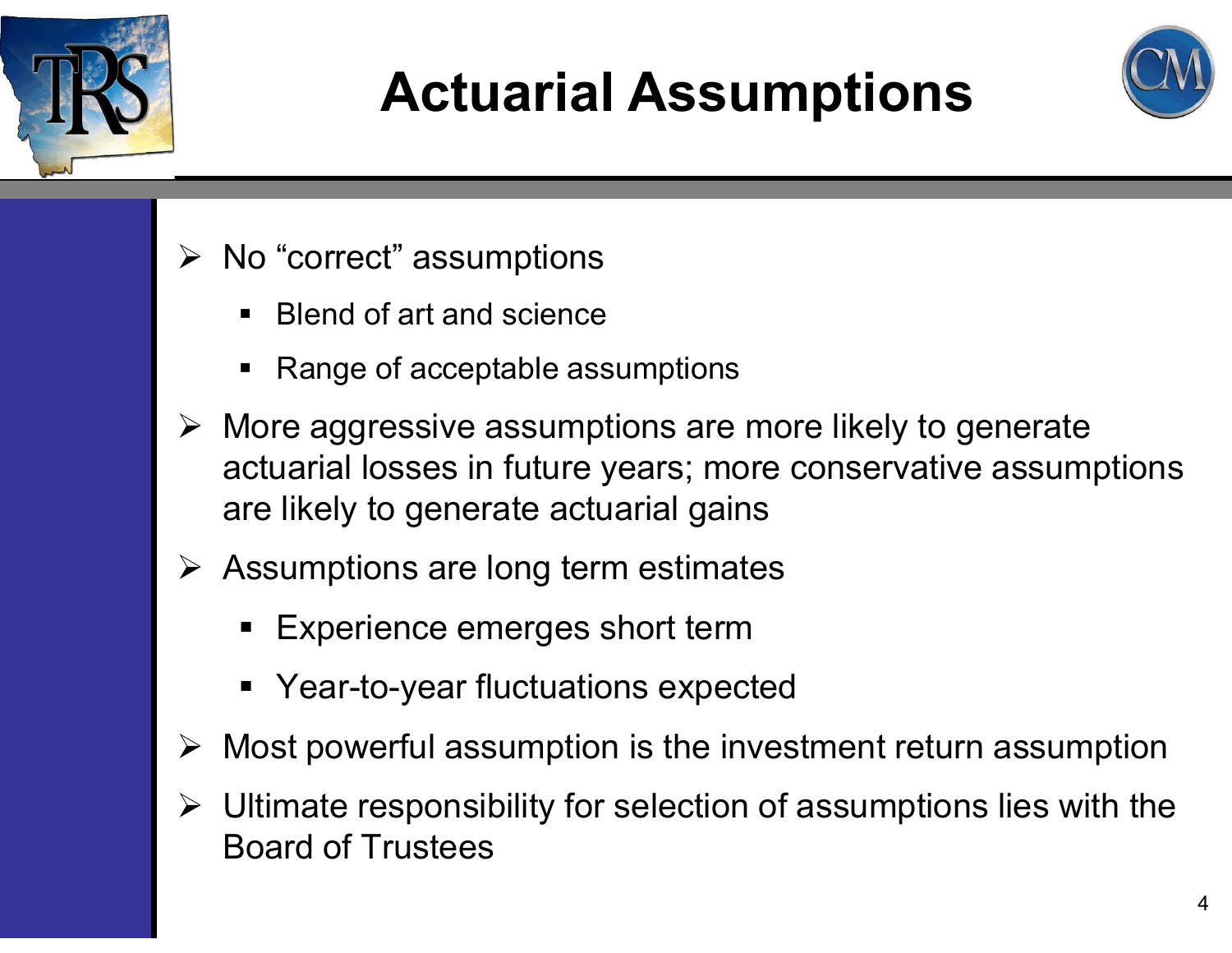# Actuarial Assumptions

- No “correct” assumptions
  - Blend of art and science
  - Range of acceptable assumptions
- More aggressive assumptions are more likely to generate actuarial losses in future years; more conservative assumptions are likely to generate actuarial gains
- Assumptions are long term estimates
  - Experience emerges short term
  - Year-to-year fluctuations expected
- Most powerful assumption is the investment return assumption
- Ultimate responsibility for selection of assumptions lies with the Board of Trustees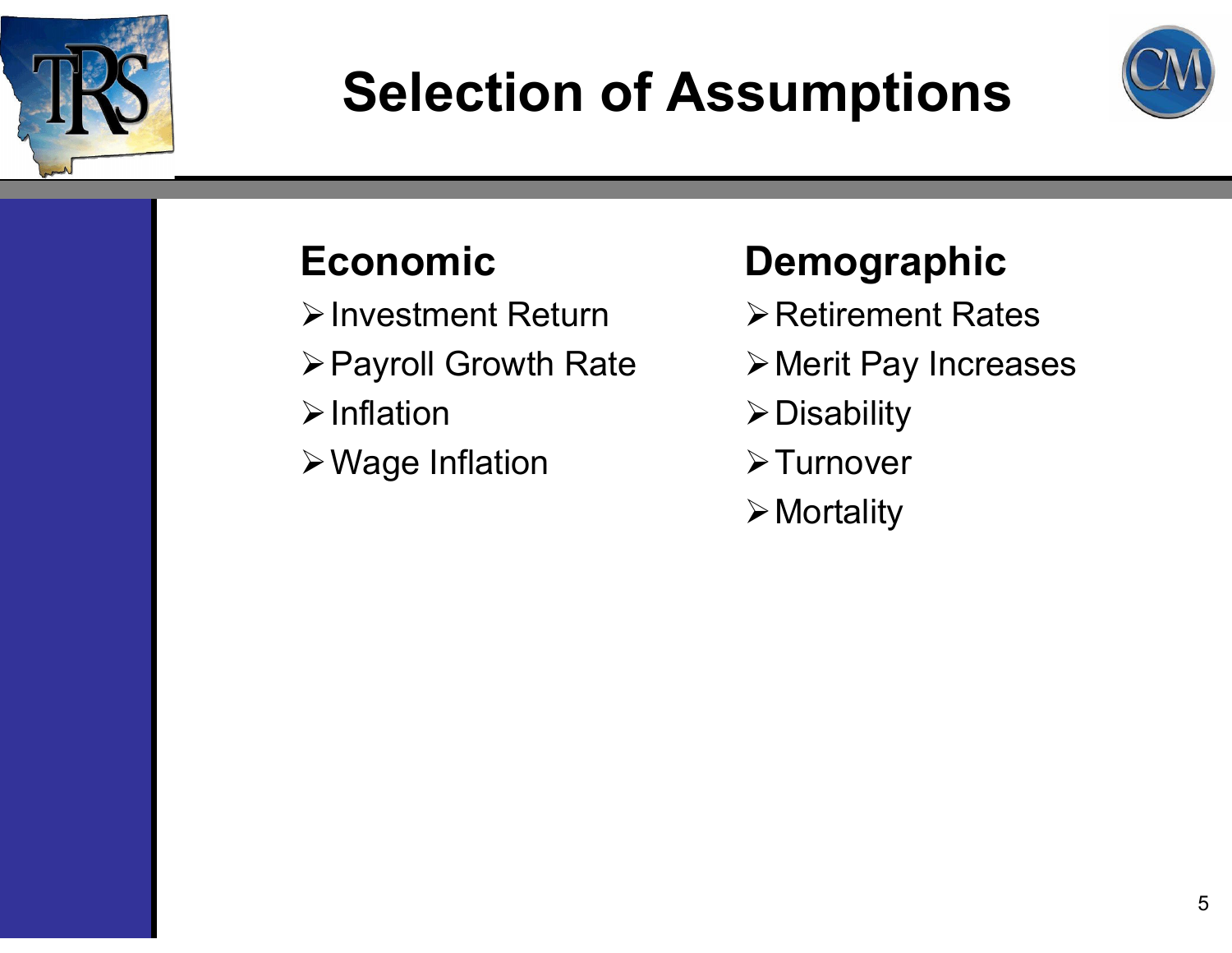# Selection of Assumptions

## Economic

- Investment Return
- Payroll Growth Rate
- Inflation
- Wage Inflation

## Demographic

- Retirement Rates
- Merit Pay Increases
- Disability
- Turnover
- Mortality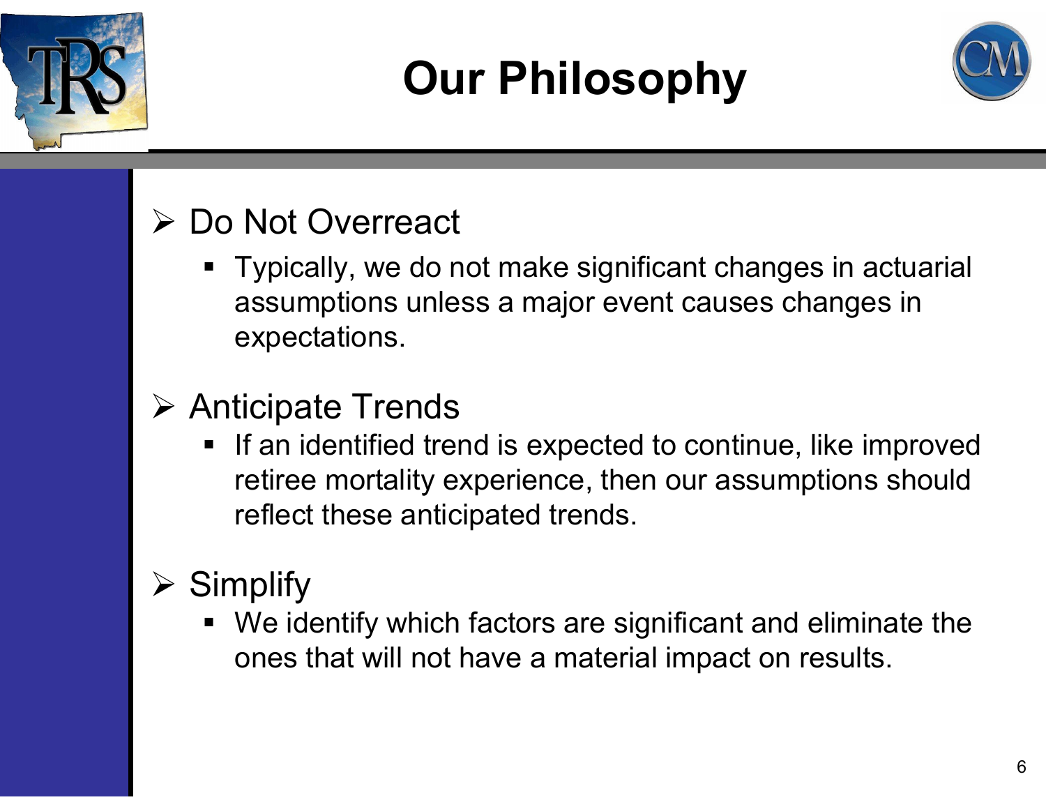# Our Philosophy

- Do Not Overreact
  - Typically, we do not make significant changes in actuarial assumptions unless a major event causes changes in expectations.
- Anticipate Trends
  - If an identified trend is expected to continue, like improved retiree mortality experience, then our assumptions should reflect these anticipated trends.
- Simplify
  - We identify which factors are significant and eliminate the ones that will not have a material impact on results.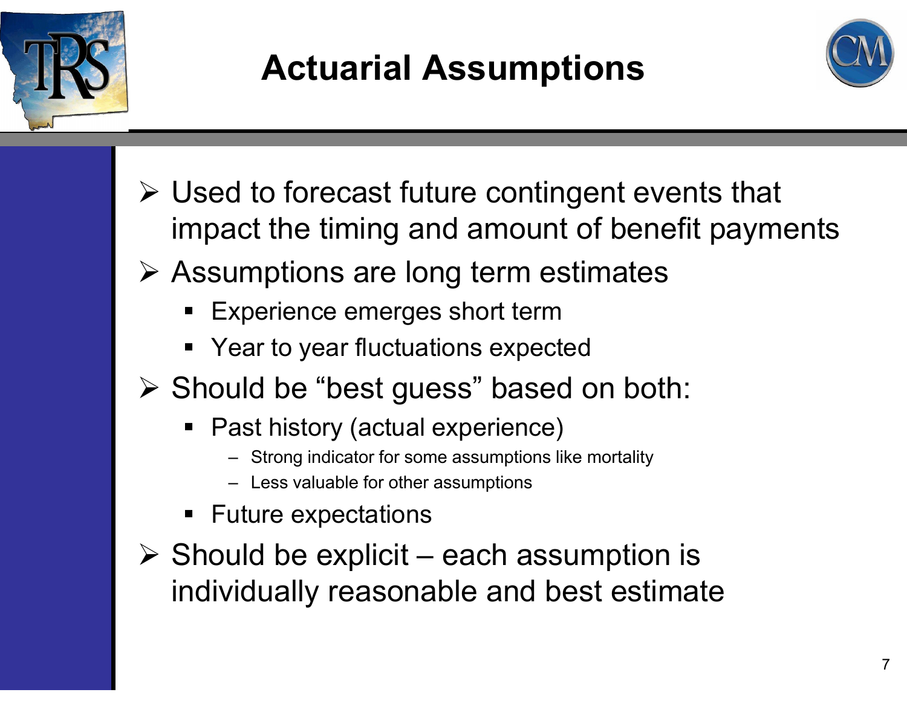# Actuarial Assumptions

- Used to forecast future contingent events that impact the timing and amount of benefit payments
- Assumptions are long term estimates
  - Experience emerges short term
  - Year to year fluctuations expected
- Should be "best guess" based on both:
  - Past history (actual experience)
    - Strong indicator for some assumptions like mortality
    - Less valuable for other assumptions
  - Future expectations
- Should be explicit – each assumption is individually reasonable and best estimate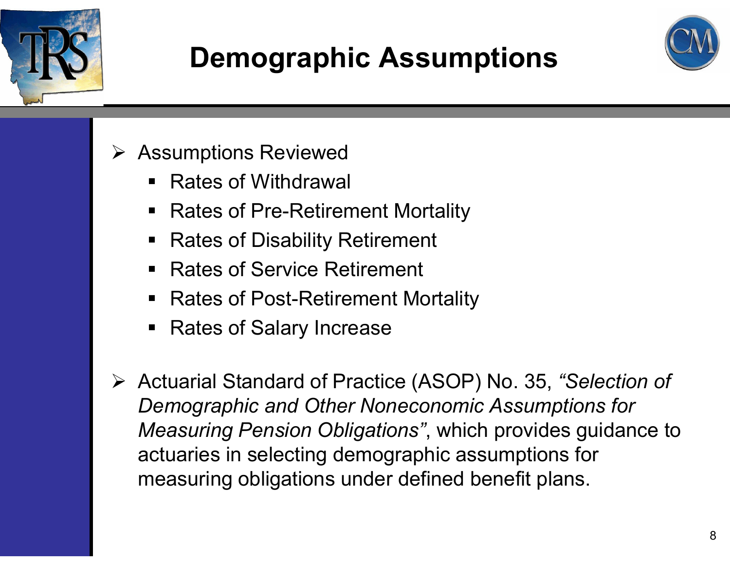# Demographic Assumptions

- Assumptions Reviewed
  - Rates of Withdrawal
  - Rates of Pre-Retirement Mortality
  - Rates of Disability Retirement
  - Rates of Service Retirement
  - Rates of Post-Retirement Mortality
  - Rates of Salary Increase

- Actuarial Standard of Practice (ASOP) No. 35, *"Selection of Demographic and Other Noneconomic Assumptions for Measuring Pension Obligations"*, which provides guidance to actuaries in selecting demographic assumptions for measuring obligations under defined benefit plans.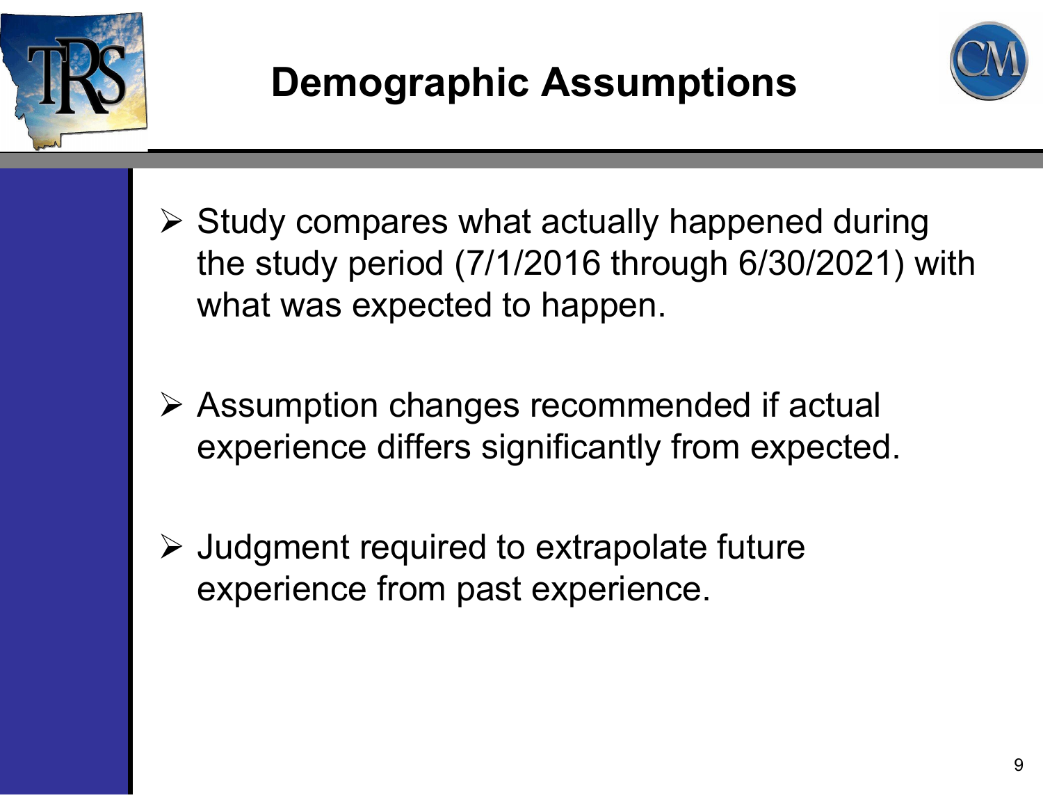# Demographic Assumptions

- Study compares what actually happened during the study period (7/1/2016 through 6/30/2021) with what was expected to happen.
- Assumption changes recommended if actual experience differs significantly from expected.
- Judgment required to extrapolate future experience from past experience.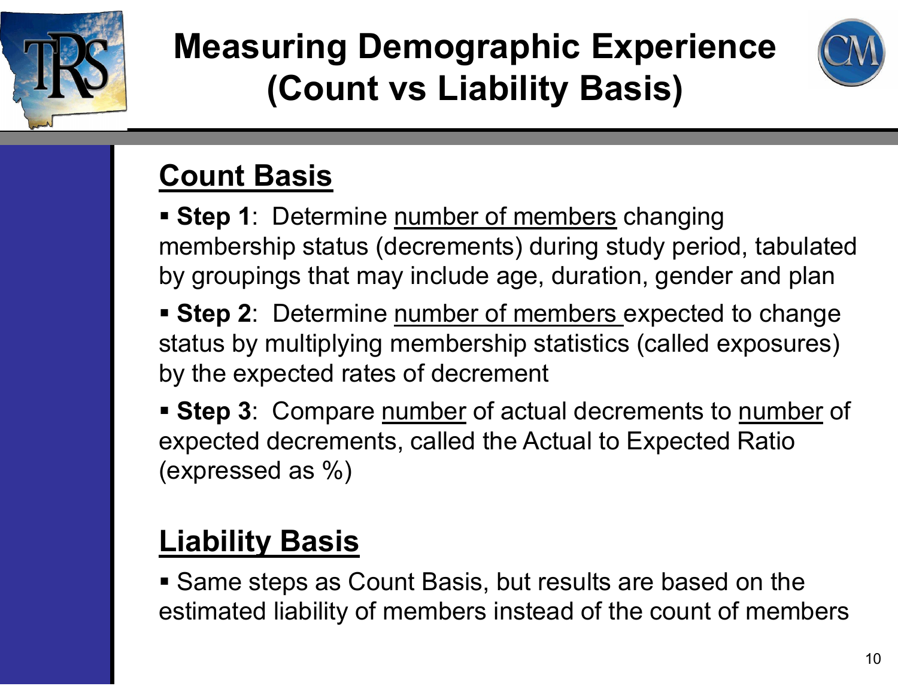# Measuring Demographic Experience (Count vs Liability Basis)

## Count Basis

- **Step 1**: Determine number of members changing membership status (decrements) during study period, tabulated by groupings that may include age, duration, gender and plan
- **Step 2**: Determine number of members expected to change status by multiplying membership statistics (called exposures) by the expected rates of decrement
- **Step 3**: Compare number of actual decrements to number of expected decrements, called the Actual to Expected Ratio (expressed as %)

## Liability Basis

- Same steps as Count Basis, but results are based on the estimated liability of members instead of the count of members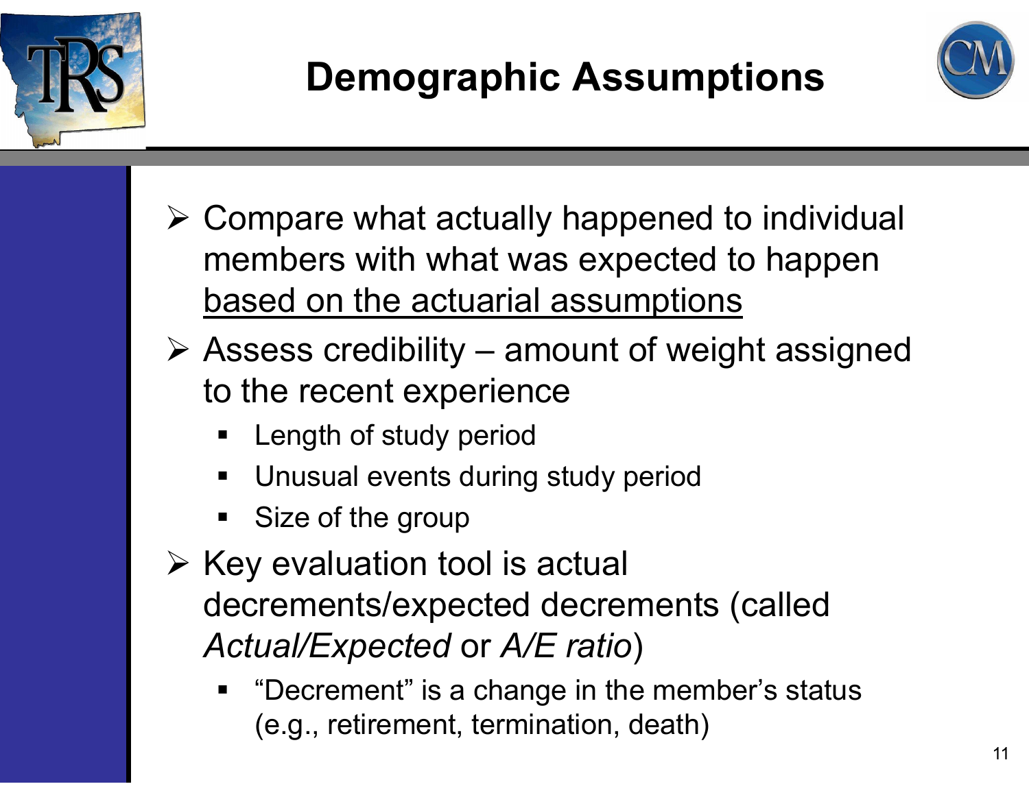# Demographic Assumptions

- Compare what actually happened to individual members with what was expected to happen <u>based on the actuarial assumptions</u>
- Assess credibility – amount of weight assigned to the recent experience
  - Length of study period
  - Unusual events during study period
  - Size of the group
- Key evaluation tool is actual decrements/expected decrements (called *Actual/Expected* or *A/E ratio*)
  - "Decrement" is a change in the member's status (e.g., retirement, termination, death)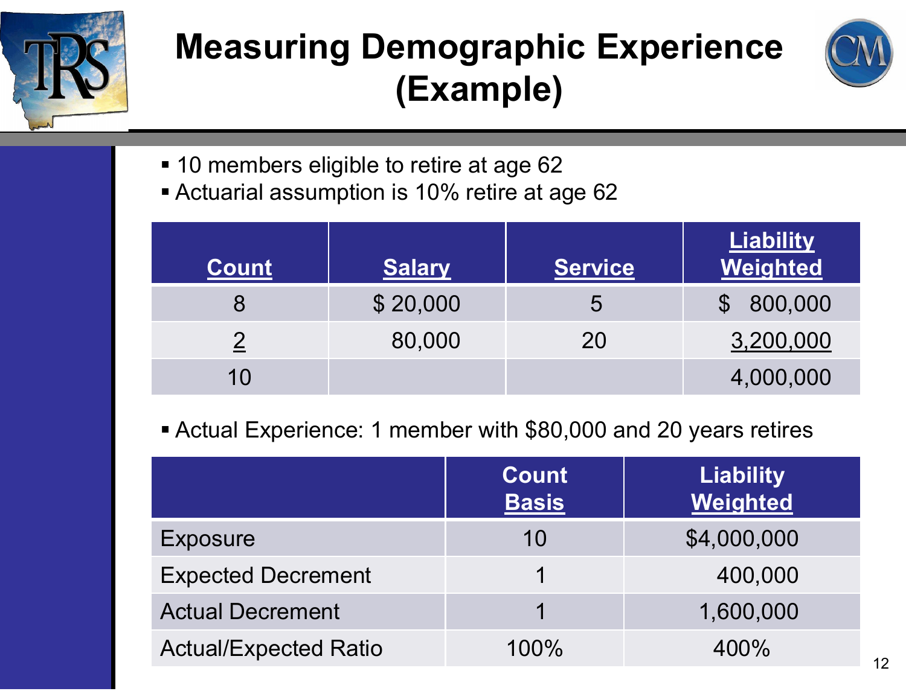# Measuring Demographic Experience (Example)

- 10 members eligible to retire at age 62
- Actuarial assumption is 10% retire at age 62

| Count | Salary | Service | Liability Weighted |
|---|---|---|---|
| 8 | $ 20,000 | 5 | $ 800,000 |
| 2 | 80,000 | 20 | 3,200,000 |
| 10 | | | 4,000,000 |

- Actual Experience: 1 member with $80,000 and 20 years retires

| | Count Basis | Liability Weighted |
|---|---|---|
| Exposure | 10 | $4,000,000 |
| Expected Decrement | 1 | 400,000 |
| Actual Decrement | 1 | 1,600,000 |
| Actual/Expected Ratio | 100% | 400% |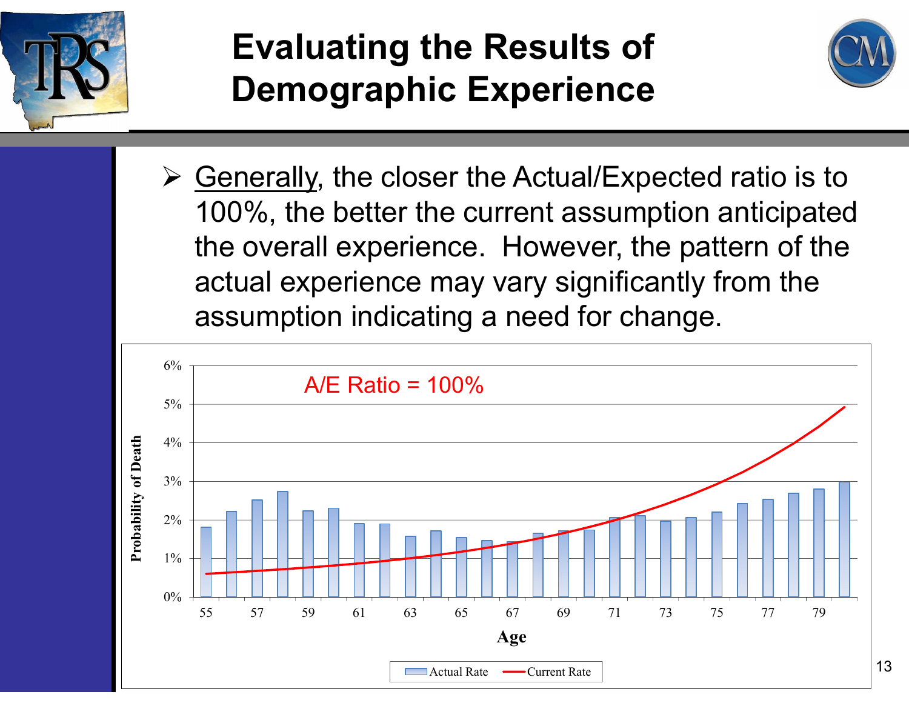# Evaluating the Results of Demographic Experience

- <u>Generally</u>, the closer the Actual/Expected ratio is to 100%, the better the current assumption anticipated the overall experience. However, the pattern of the actual experience may vary significantly from the assumption indicating a need for change.

A/E Ratio = 100%

Probability of Death

Age

Actual Rate — Current Rate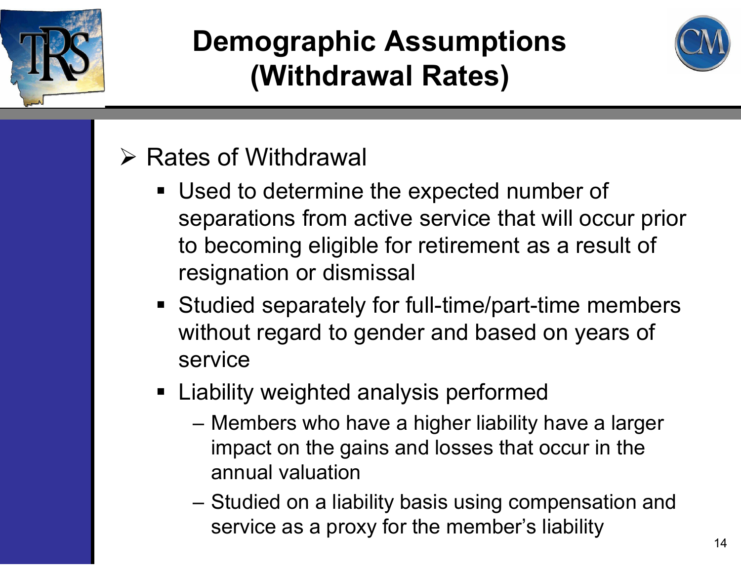# Demographic Assumptions (Withdrawal Rates)

- Rates of Withdrawal
  - Used to determine the expected number of separations from active service that will occur prior to becoming eligible for retirement as a result of resignation or dismissal
  - Studied separately for full-time/part-time members without regard to gender and based on years of service
  - Liability weighted analysis performed
    - Members who have a higher liability have a larger impact on the gains and losses that occur in the annual valuation
    - Studied on a liability basis using compensation and service as a proxy for the member's liability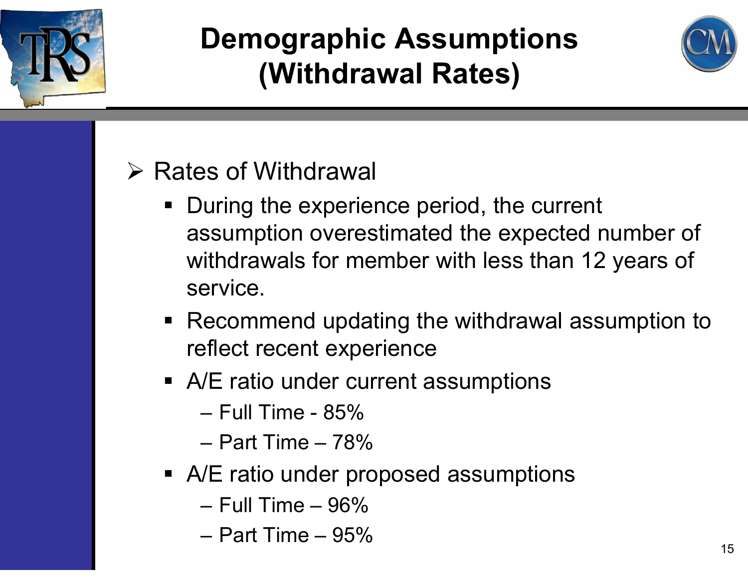# Demographic Assumptions (Withdrawal Rates)

- Rates of Withdrawal
  - During the experience period, the current assumption overestimated the expected number of withdrawals for member with less than 12 years of service.
  - Recommend updating the withdrawal assumption to reflect recent experience
  - A/E ratio under current assumptions
    - Full Time - 85%
    - Part Time – 78%
  - A/E ratio under proposed assumptions
    - Full Time – 96%
    - Part Time – 95%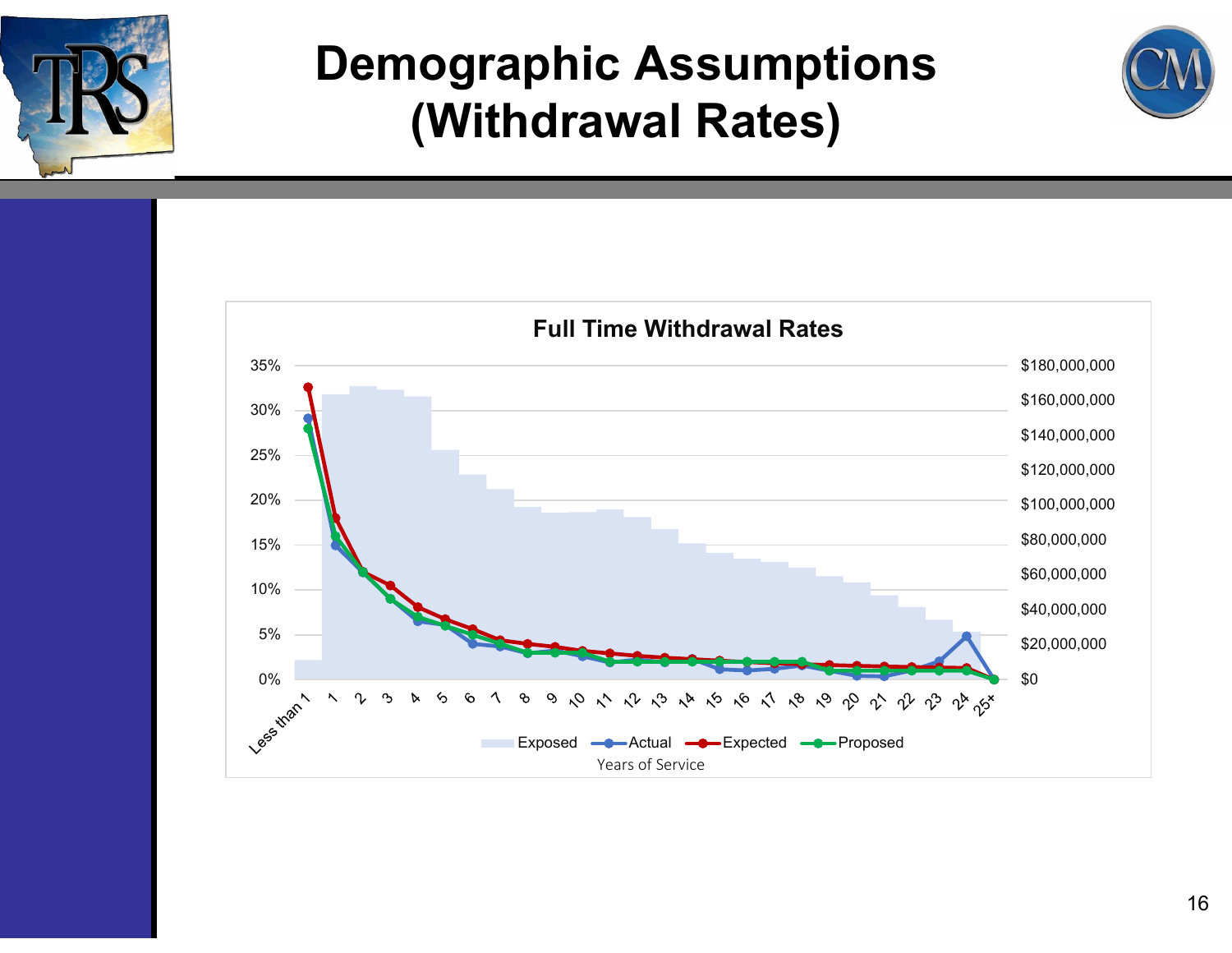# Demographic Assumptions (Withdrawal Rates)

**Full Time Withdrawal Rates**

Legend: Exposed, Actual, Expected, Proposed

Left axis: 0%, 5%, 10%, 15%, 20%, 25%, 30%, 35%

Right axis: $0, $20,000,000, $40,000,000, $60,000,000, $80,000,000, $100,000,000, $120,000,000, $140,000,000, $160,000,000, $180,000,000

X-axis (Years of Service): Less than 1, 1, 2, 3, 4, 5, 6, 7, 8, 9, 10, 11, 12, 13, 14, 15, 16, 17, 18, 19, 20, 21, 22, 23, 24, 25+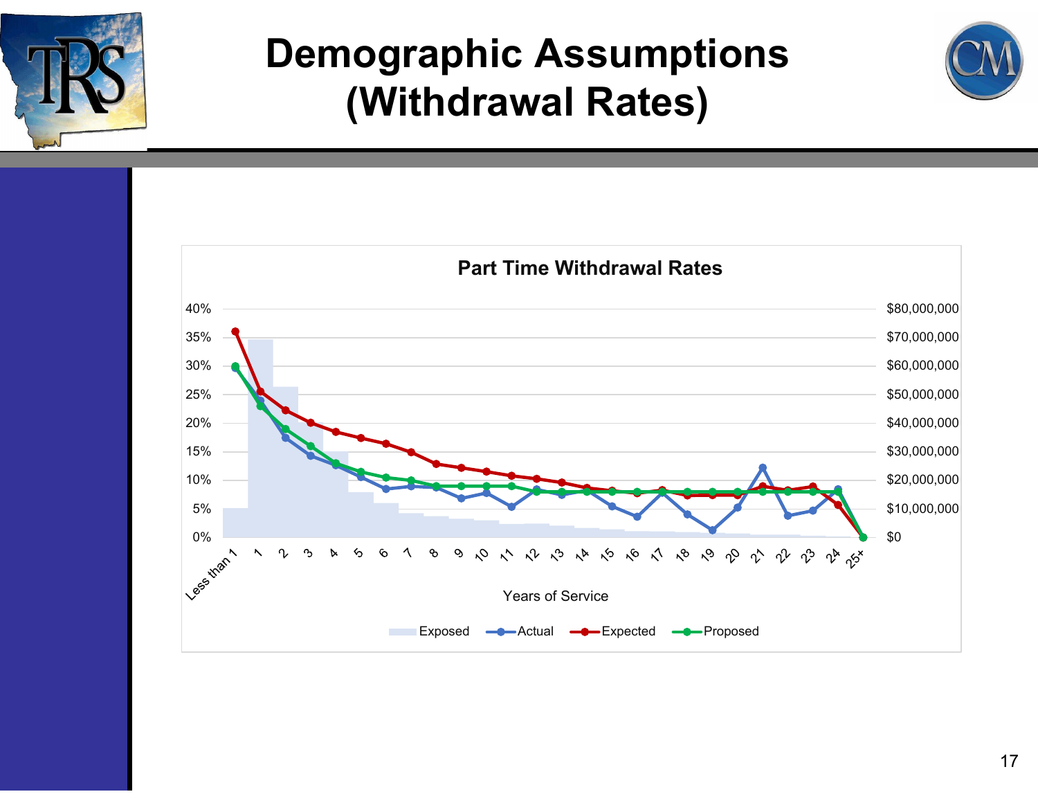# Demographic Assumptions (Withdrawal Rates)

**Part Time Withdrawal Rates**

Years of Service

Exposed — Actual — Expected — Proposed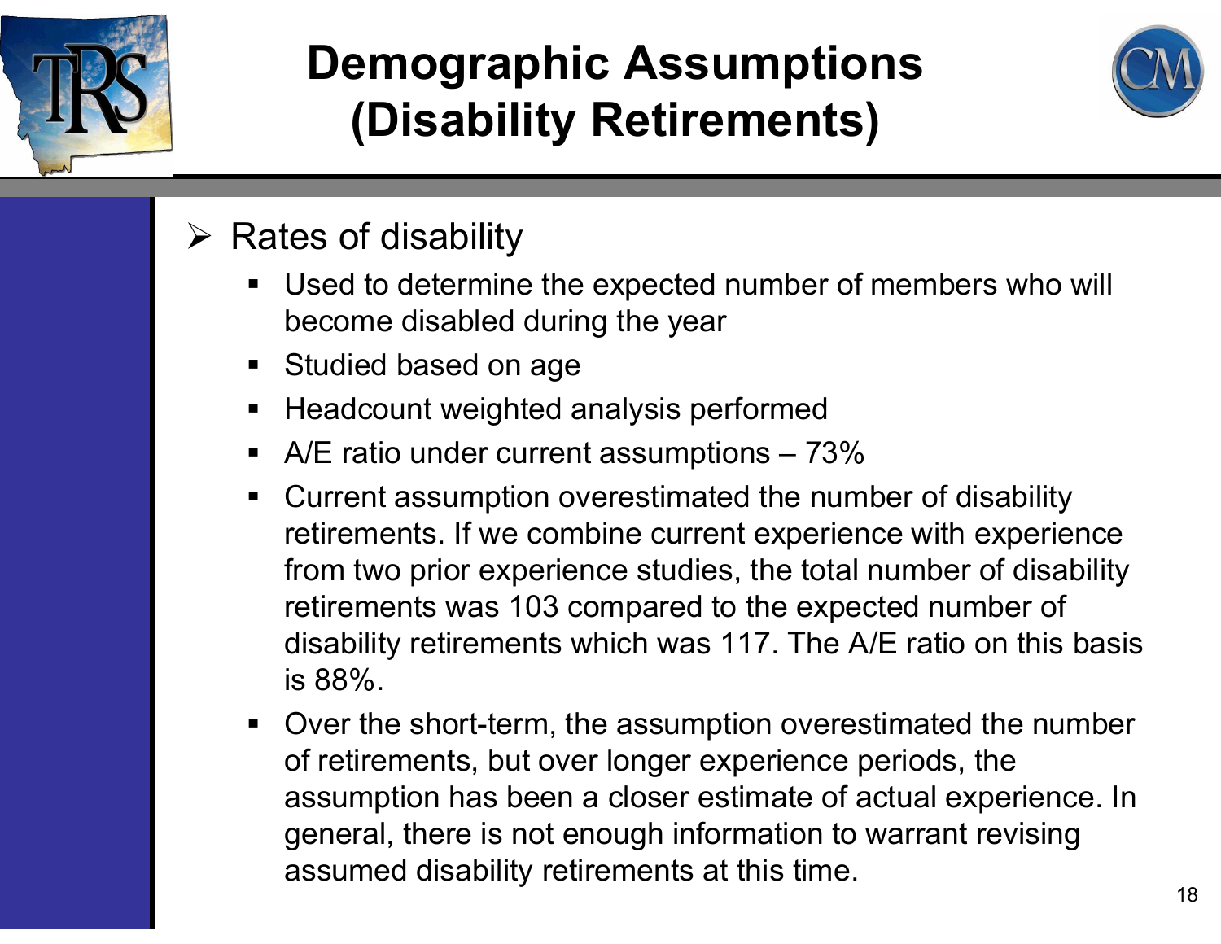# Demographic Assumptions (Disability Retirements)

- Rates of disability
  - Used to determine the expected number of members who will become disabled during the year
  - Studied based on age
  - Headcount weighted analysis performed
  - A/E ratio under current assumptions – 73%
  - Current assumption overestimated the number of disability retirements. If we combine current experience with experience from two prior experience studies, the total number of disability retirements was 103 compared to the expected number of disability retirements which was 117. The A/E ratio on this basis is 88%.
  - Over the short-term, the assumption overestimated the number of retirements, but over longer experience periods, the assumption has been a closer estimate of actual experience. In general, there is not enough information to warrant revising assumed disability retirements at this time.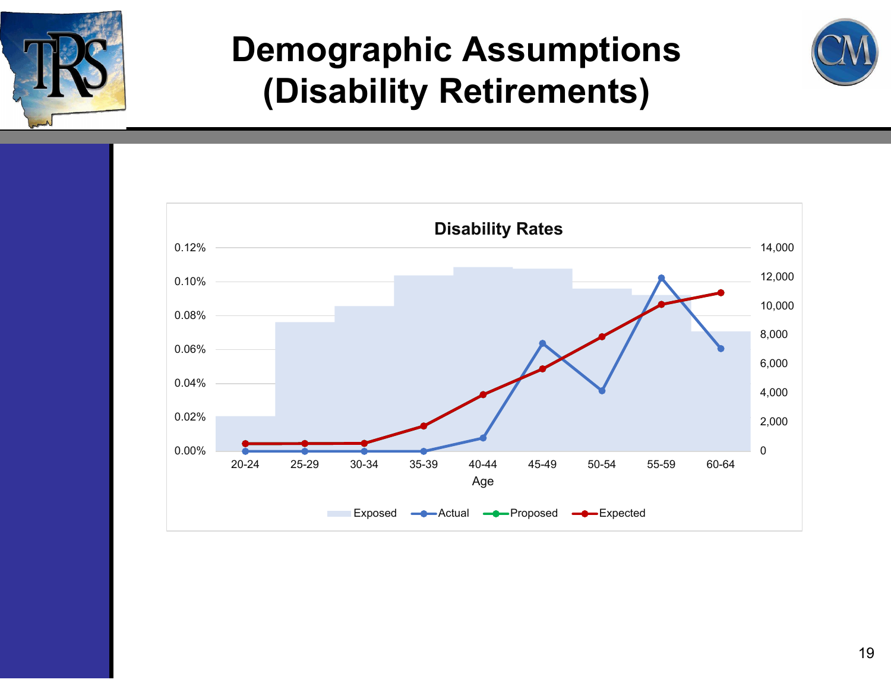# Demographic Assumptions (Disability Retirements)

**Disability Rates**

| Age | 20-24 | 25-29 | 30-34 | 35-39 | 40-44 | 45-49 | 50-54 | 55-59 | 60-64 |
|---|---|---|---|---|---|---|---|---|---|

Legend: Exposed, Actual, Proposed, Expected

Left axis: 0.00% – 0.12%; Right axis: 0 – 14,000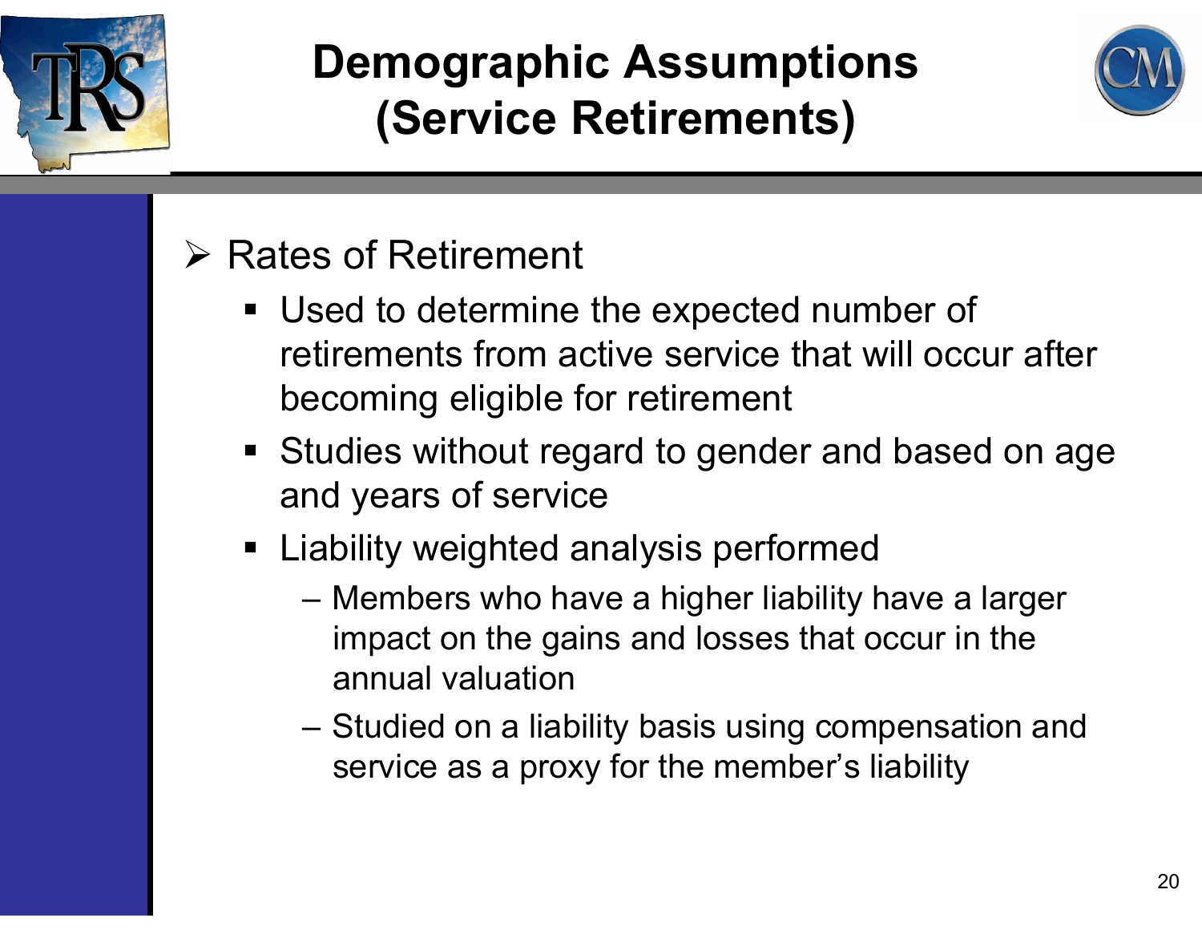# Demographic Assumptions (Service Retirements)

- Rates of Retirement
  - Used to determine the expected number of retirements from active service that will occur after becoming eligible for retirement
  - Studies without regard to gender and based on age and years of service
  - Liability weighted analysis performed
    - Members who have a higher liability have a larger impact on the gains and losses that occur in the annual valuation
    - Studied on a liability basis using compensation and service as a proxy for the member's liability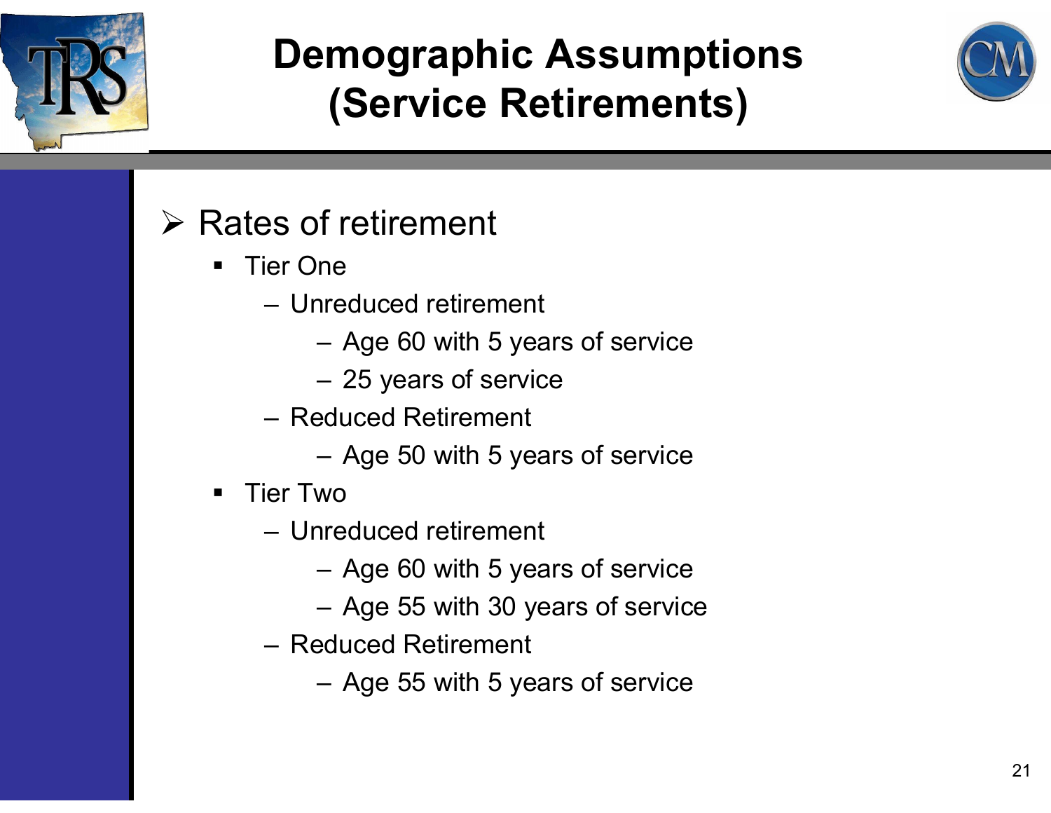# Demographic Assumptions (Service Retirements)

- Rates of retirement
  - Tier One
    - Unreduced retirement
      - Age 60 with 5 years of service
      - 25 years of service
    - Reduced Retirement
      - Age 50 with 5 years of service
  - Tier Two
    - Unreduced retirement
      - Age 60 with 5 years of service
      - Age 55 with 30 years of service
    - Reduced Retirement
      - Age 55 with 5 years of service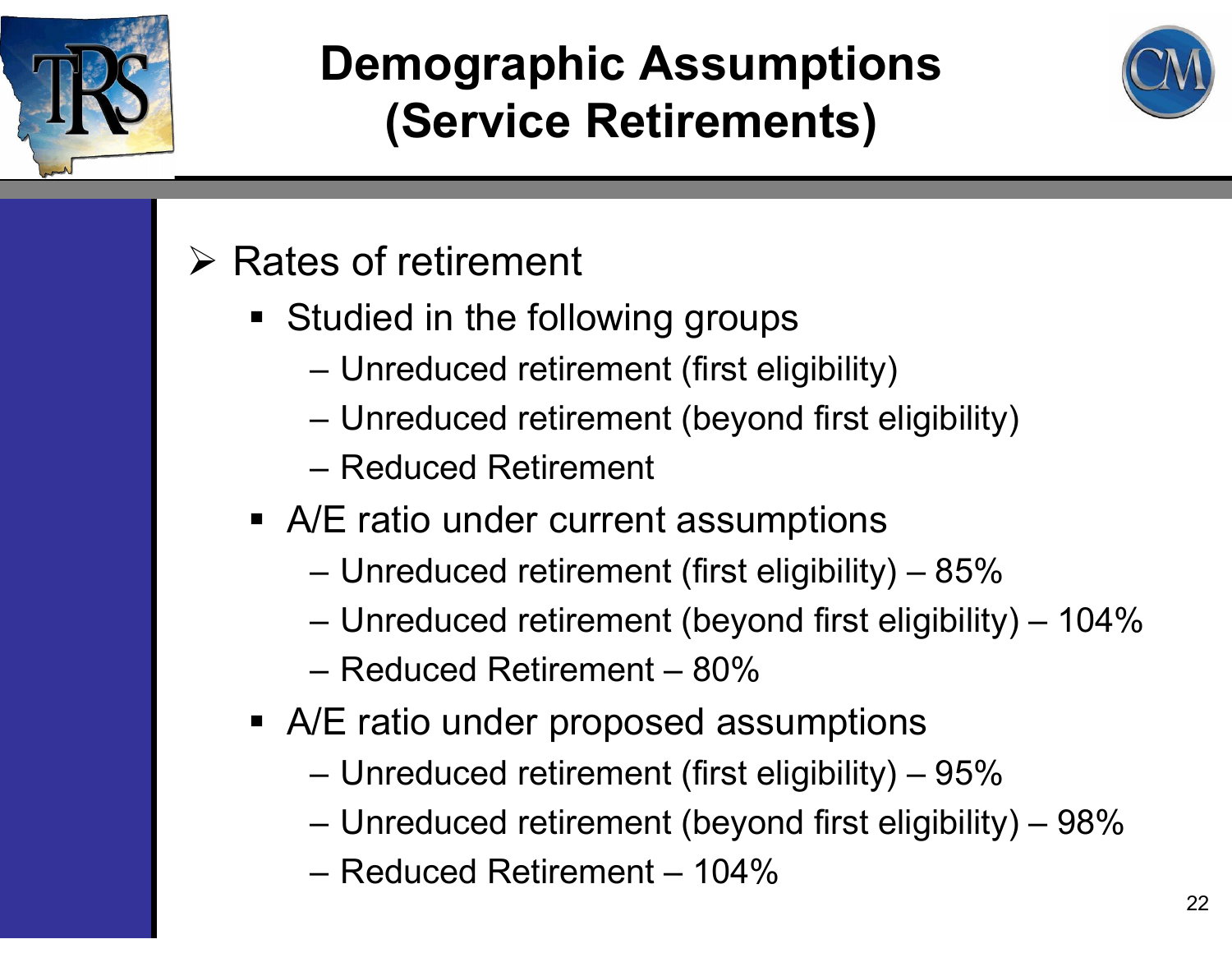# Demographic Assumptions (Service Retirements)

- Rates of retirement
  - Studied in the following groups
    - Unreduced retirement (first eligibility)
    - Unreduced retirement (beyond first eligibility)
    - Reduced Retirement
  - A/E ratio under current assumptions
    - Unreduced retirement (first eligibility) – 85%
    - Unreduced retirement (beyond first eligibility) – 104%
    - Reduced Retirement – 80%
  - A/E ratio under proposed assumptions
    - Unreduced retirement (first eligibility) – 95%
    - Unreduced retirement (beyond first eligibility) – 98%
    - Reduced Retirement – 104%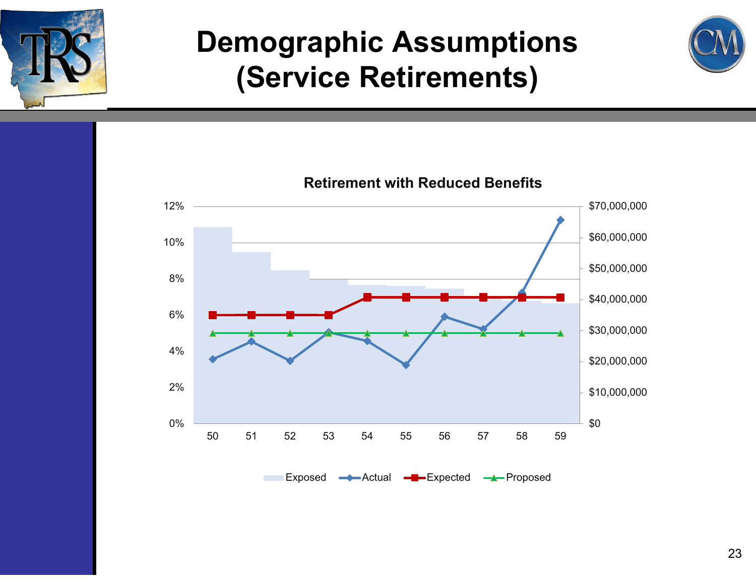# Demographic Assumptions (Service Retirements)

**Retirement with Reduced Benefits**

Left axis: 0%, 2%, 4%, 6%, 8%, 10%, 12%

Right axis: $0, $10,000,000, $20,000,000, $30,000,000, $40,000,000, $50,000,000, $60,000,000, $70,000,000

Ages: 50, 51, 52, 53, 54, 55, 56, 57, 58, 59

Legend: Exposed, Actual, Expected, Proposed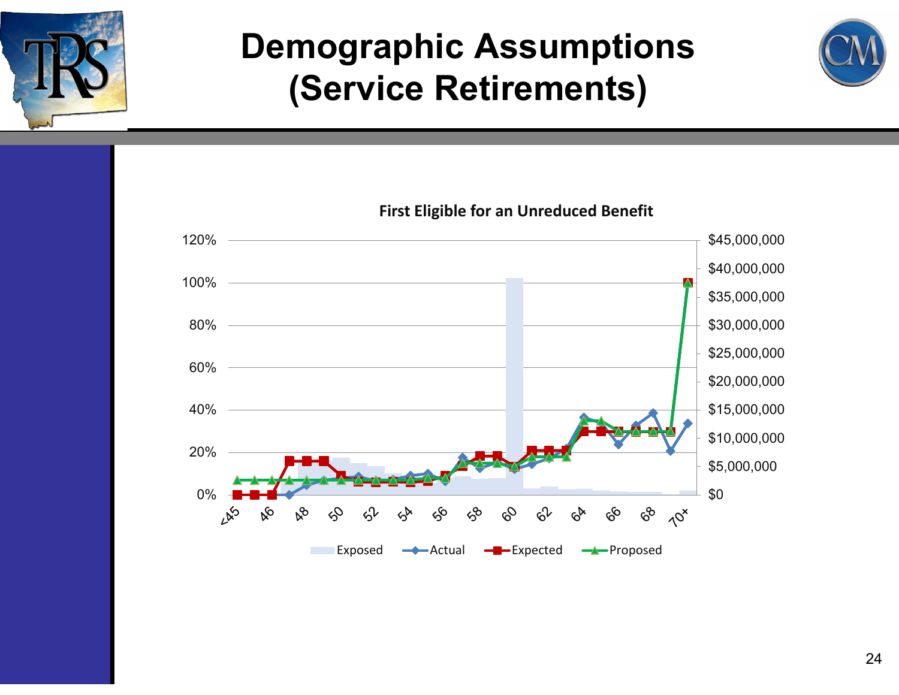# Demographic Assumptions (Service Retirements)

**First Eligible for an Unreduced Benefit**

120%, 100%, 80%, 60%, 40%, 20%, 0%

$45,000,000, $40,000,000, $35,000,000, $30,000,000, $25,000,000, $20,000,000, $15,000,000, $10,000,000, $5,000,000, $0

<45, 46, 48, 50, 52, 54, 56, 58, 60, 62, 64, 66, 68, 70+

Exposed, Actual, Expected, Proposed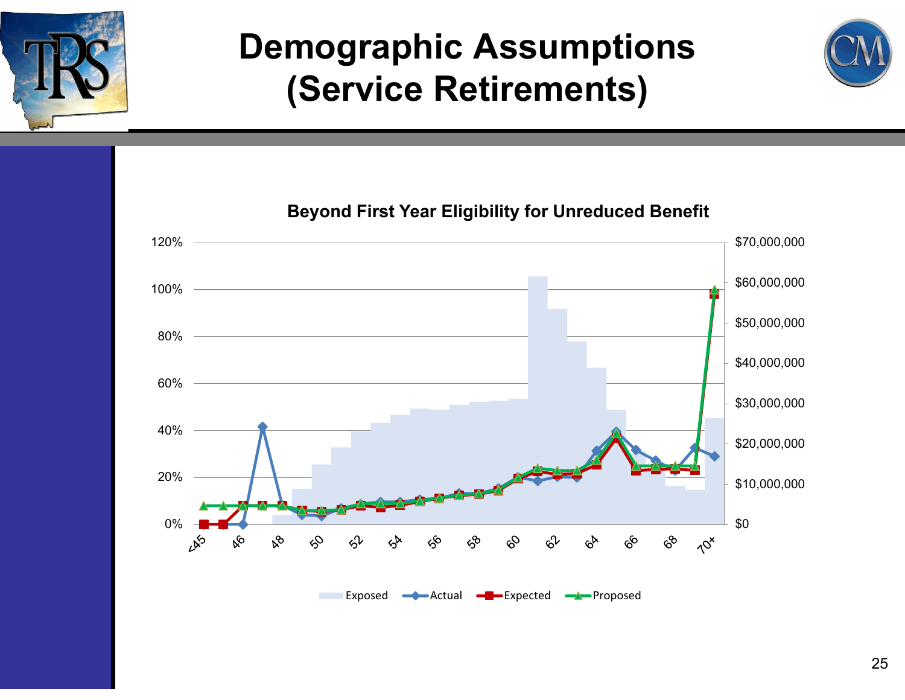# Demographic Assumptions (Service Retirements)

**Beyond First Year Eligibility for Unreduced Benefit**

Legend: Exposed, Actual, Expected, Proposed

Left axis: 0% – 120%; Right axis: $0 – $70,000,000

X-axis: <45, 46, 48, 50, 52, 54, 56, 58, 60, 62, 64, 66, 68, 70+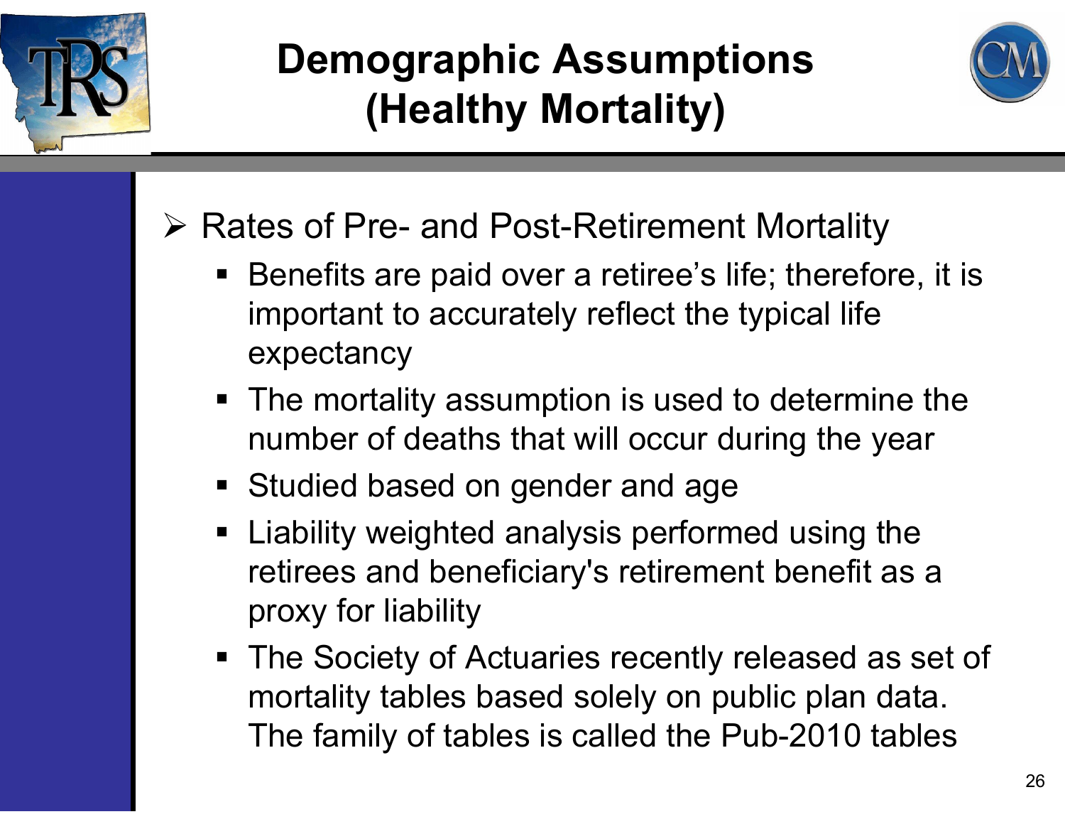# Demographic Assumptions (Healthy Mortality)

- Rates of Pre- and Post-Retirement Mortality
  - Benefits are paid over a retiree's life; therefore, it is important to accurately reflect the typical life expectancy
  - The mortality assumption is used to determine the number of deaths that will occur during the year
  - Studied based on gender and age
  - Liability weighted analysis performed using the retirees and beneficiary's retirement benefit as a proxy for liability
  - The Society of Actuaries recently released as set of mortality tables based solely on public plan data. The family of tables is called the Pub-2010 tables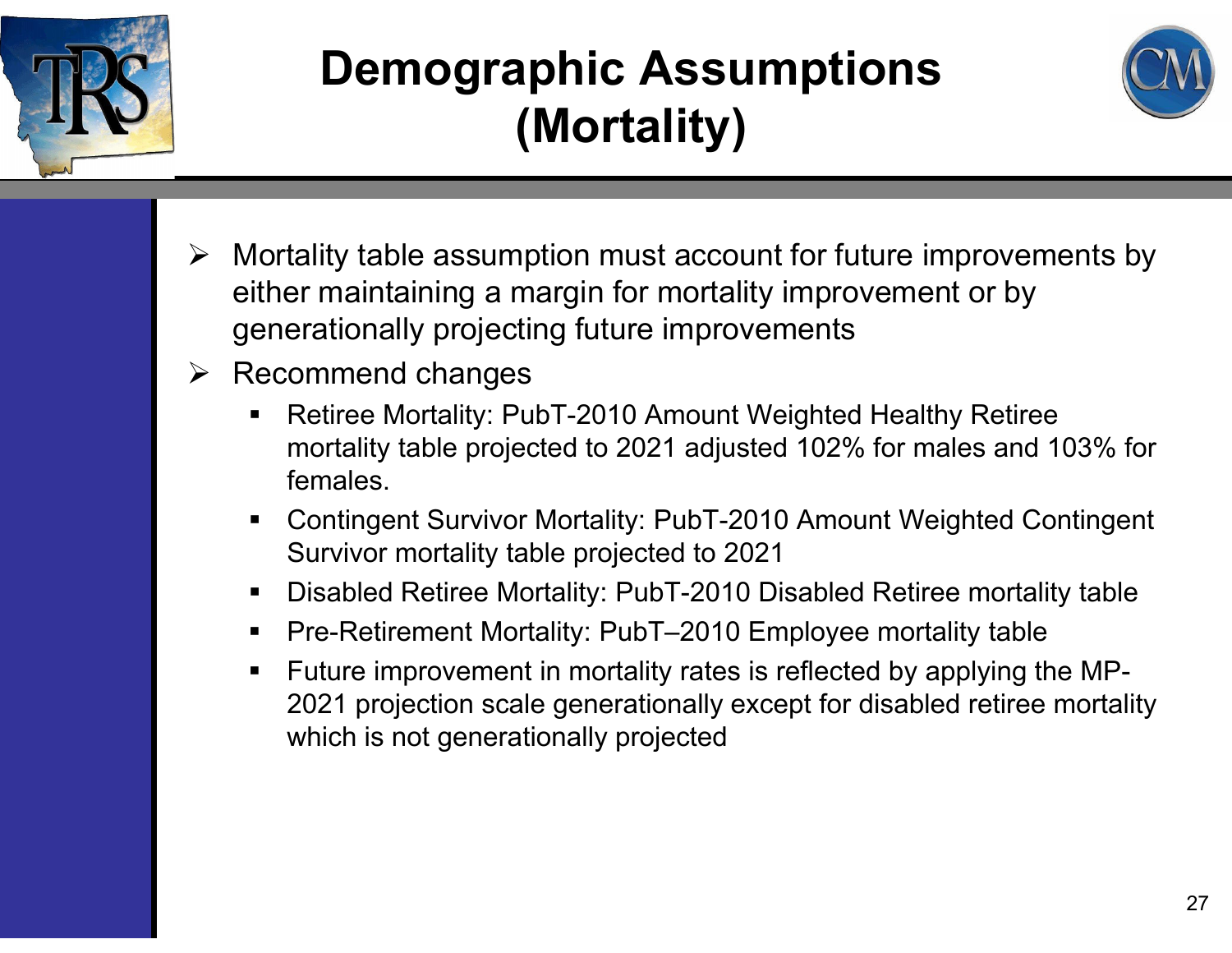# Demographic Assumptions (Mortality)

- Mortality table assumption must account for future improvements by either maintaining a margin for mortality improvement or by generationally projecting future improvements
- Recommend changes
  - Retiree Mortality: PubT-2010 Amount Weighted Healthy Retiree mortality table projected to 2021 adjusted 102% for males and 103% for females.
  - Contingent Survivor Mortality: PubT-2010 Amount Weighted Contingent Survivor mortality table projected to 2021
  - Disabled Retiree Mortality: PubT-2010 Disabled Retiree mortality table
  - Pre-Retirement Mortality: PubT–2010 Employee mortality table
  - Future improvement in mortality rates is reflected by applying the MP-2021 projection scale generationally except for disabled retiree mortality which is not generationally projected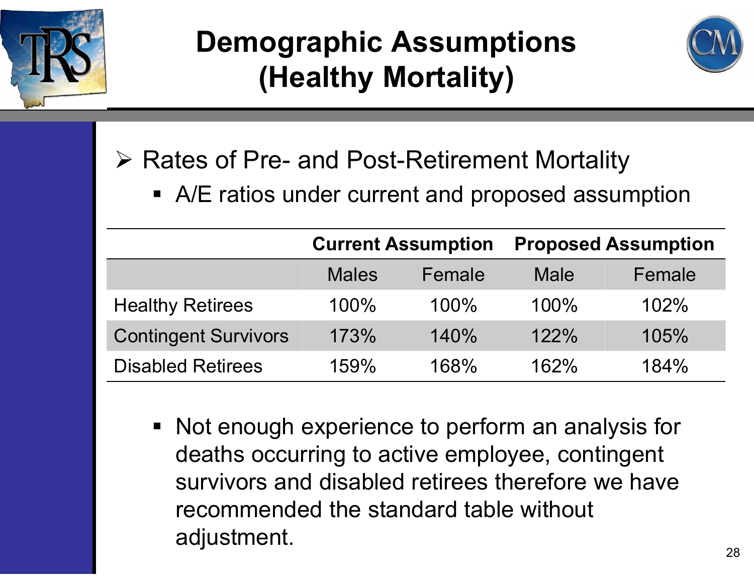# Demographic Assumptions (Healthy Mortality)

- Rates of Pre- and Post-Retirement Mortality
  - A/E ratios under current and proposed assumption

| | Current Assumption | | Proposed Assumption | |
|---|---|---|---|---|
| | Males | Female | Male | Female |
| Healthy Retirees | 100% | 100% | 100% | 102% |
| Contingent Survivors | 173% | 140% | 122% | 105% |
| Disabled Retirees | 159% | 168% | 162% | 184% |

  - Not enough experience to perform an analysis for deaths occurring to active employee, contingent survivors and disabled retirees therefore we have recommended the standard table without adjustment.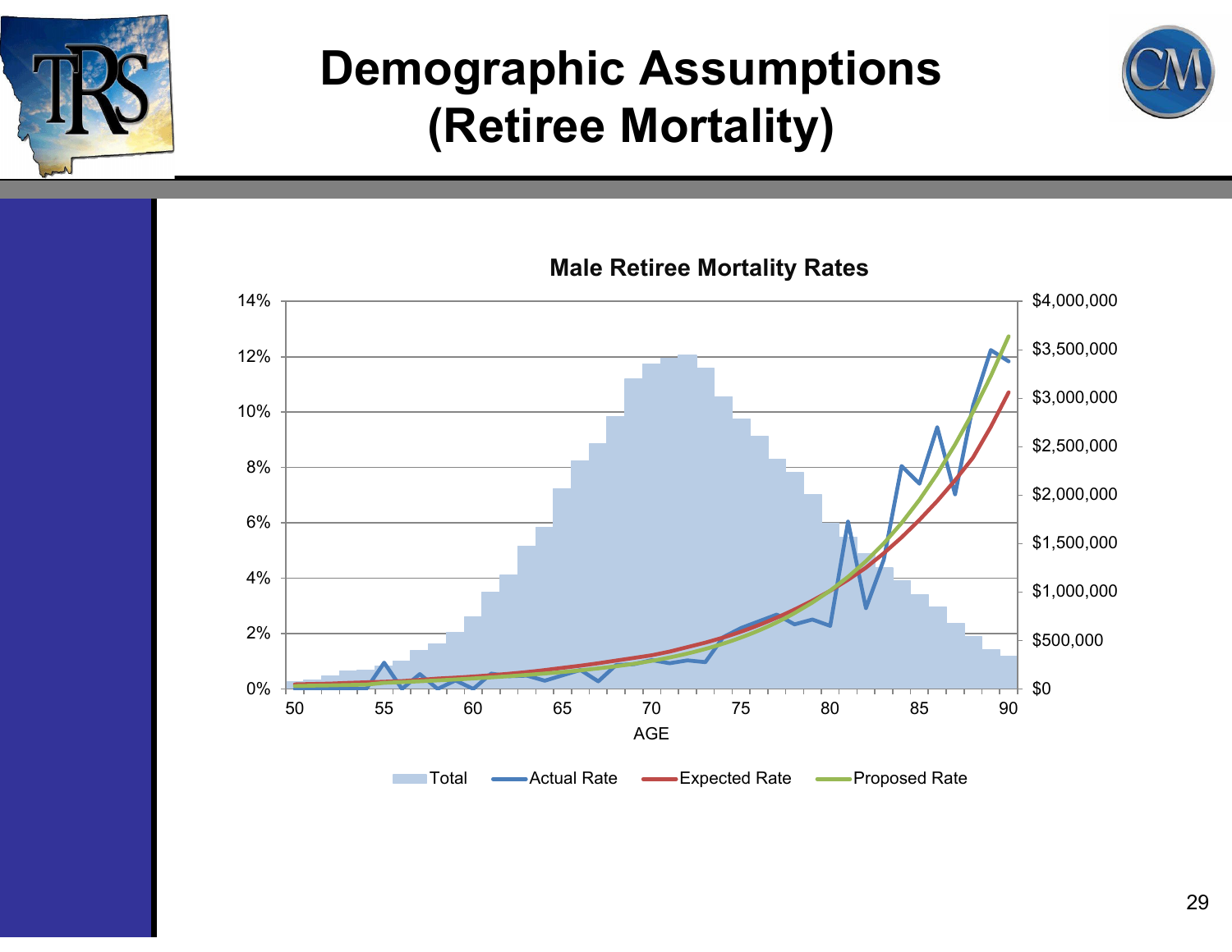# Demographic Assumptions (Retiree Mortality)

**Male Retiree Mortality Rates**

Left axis: 0%, 2%, 4%, 6%, 8%, 10%, 12%, 14%

Right axis: $0, $500,000, $1,000,000, $1,500,000, $2,000,000, $2,500,000, $3,000,000, $3,500,000, $4,000,000

AGE: 50, 55, 60, 65, 70, 75, 80, 85, 90

Legend: Total, Actual Rate, Expected Rate, Proposed Rate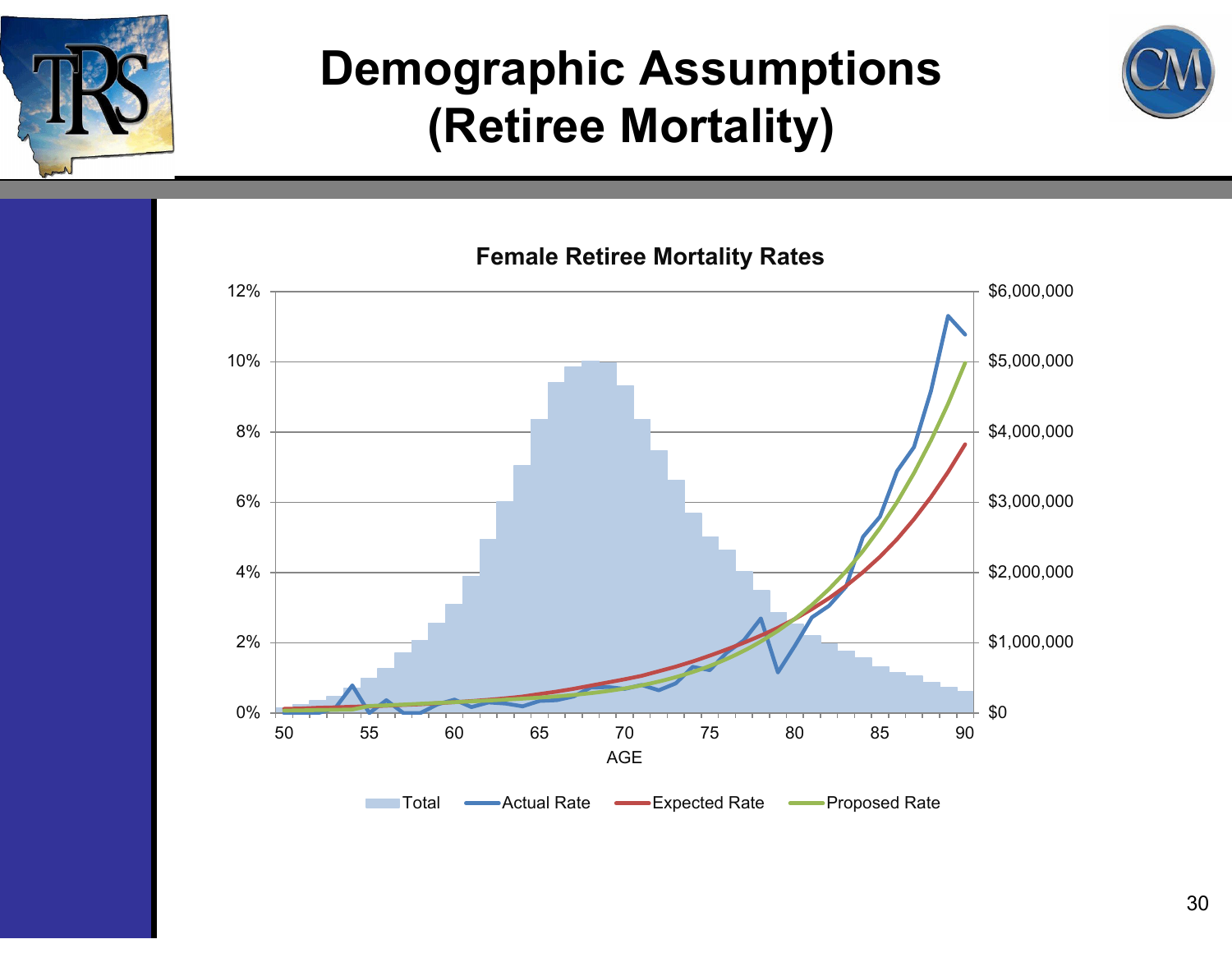# Demographic Assumptions (Retiree Mortality)

**Female Retiree Mortality Rates**

Left axis: 0%, 2%, 4%, 6%, 8%, 10%, 12%

Right axis: $0, $1,000,000, $2,000,000, $3,000,000, $4,000,000, $5,000,000, $6,000,000

AGE: 50, 55, 60, 65, 70, 75, 80, 85, 90

Legend: Total, Actual Rate, Expected Rate, Proposed Rate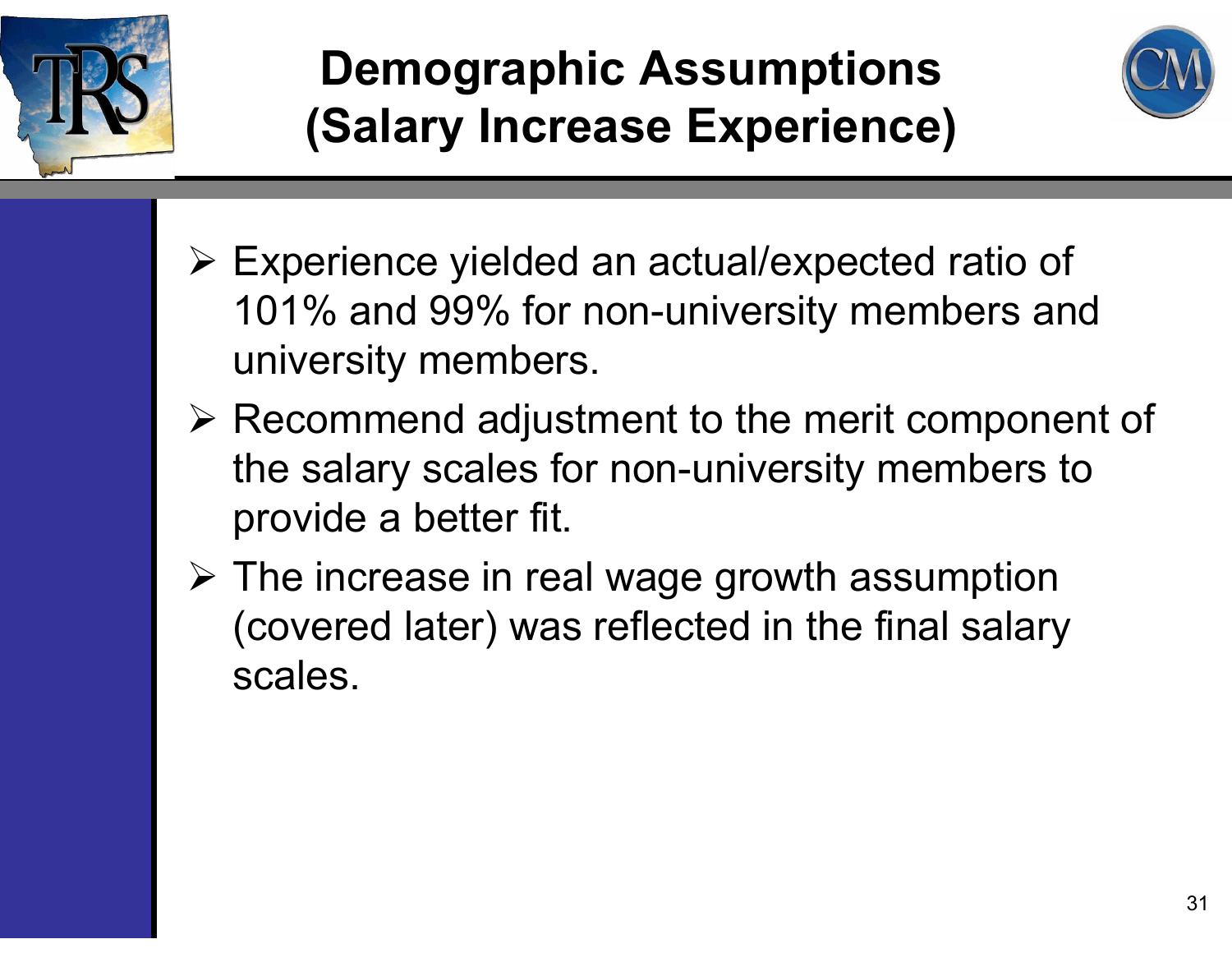# Demographic Assumptions (Salary Increase Experience)

- Experience yielded an actual/expected ratio of 101% and 99% for non-university members and university members.
- Recommend adjustment to the merit component of the salary scales for non-university members to provide a better fit.
- The increase in real wage growth assumption (covered later) was reflected in the final salary scales.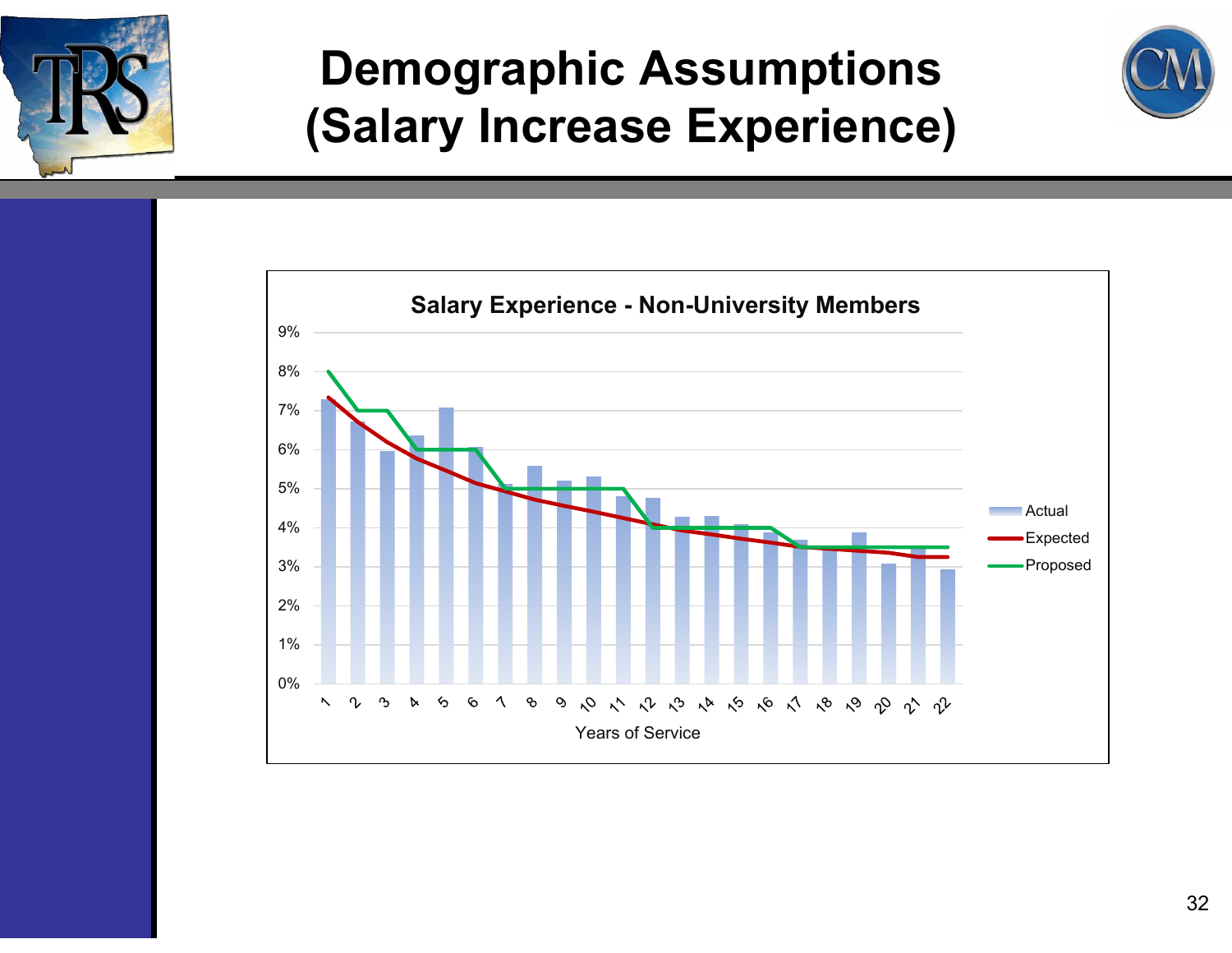# Demographic Assumptions (Salary Increase Experience)

**Salary Experience - Non-University Members**

Legend: Actual, Expected, Proposed

Y-axis: 0% to 9%

X-axis: Years of Service (1–22)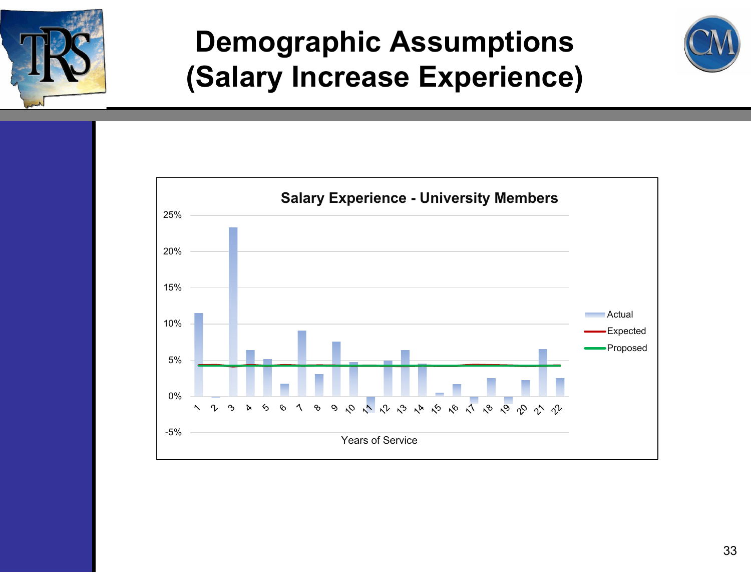# Demographic Assumptions (Salary Increase Experience)

**Salary Experience - University Members**

25%
20%
15%
10%
5%
0%
-5%

1 2 3 4 5 6 7 8 9 10 11 12 13 14 15 16 17 18 19 20 21 22

Years of Service

Actual
Expected
Proposed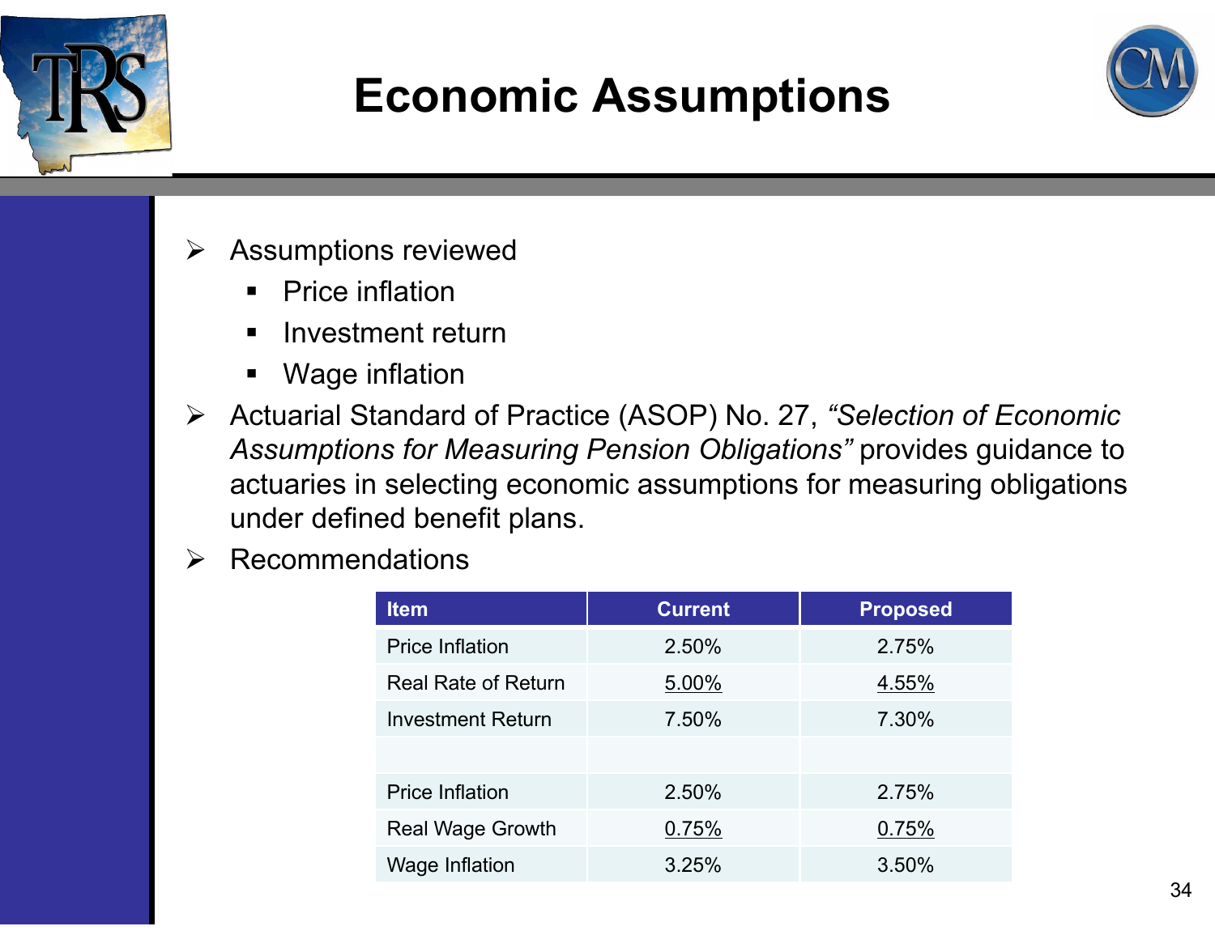# Economic Assumptions

- Assumptions reviewed
  - Price inflation
  - Investment return
  - Wage inflation
- Actuarial Standard of Practice (ASOP) No. 27, *"Selection of Economic Assumptions for Measuring Pension Obligations"* provides guidance to actuaries in selecting economic assumptions for measuring obligations under defined benefit plans.
- Recommendations

| Item | Current | Proposed |
|---|---|---|
| Price Inflation | 2.50% | 2.75% |
| Real Rate of Return | 5.00% | 4.55% |
| Investment Return | 7.50% | 7.30% |
| | | |
| Price Inflation | 2.50% | 2.75% |
| Real Wage Growth | 0.75% | 0.75% |
| Wage Inflation | 3.25% | 3.50% |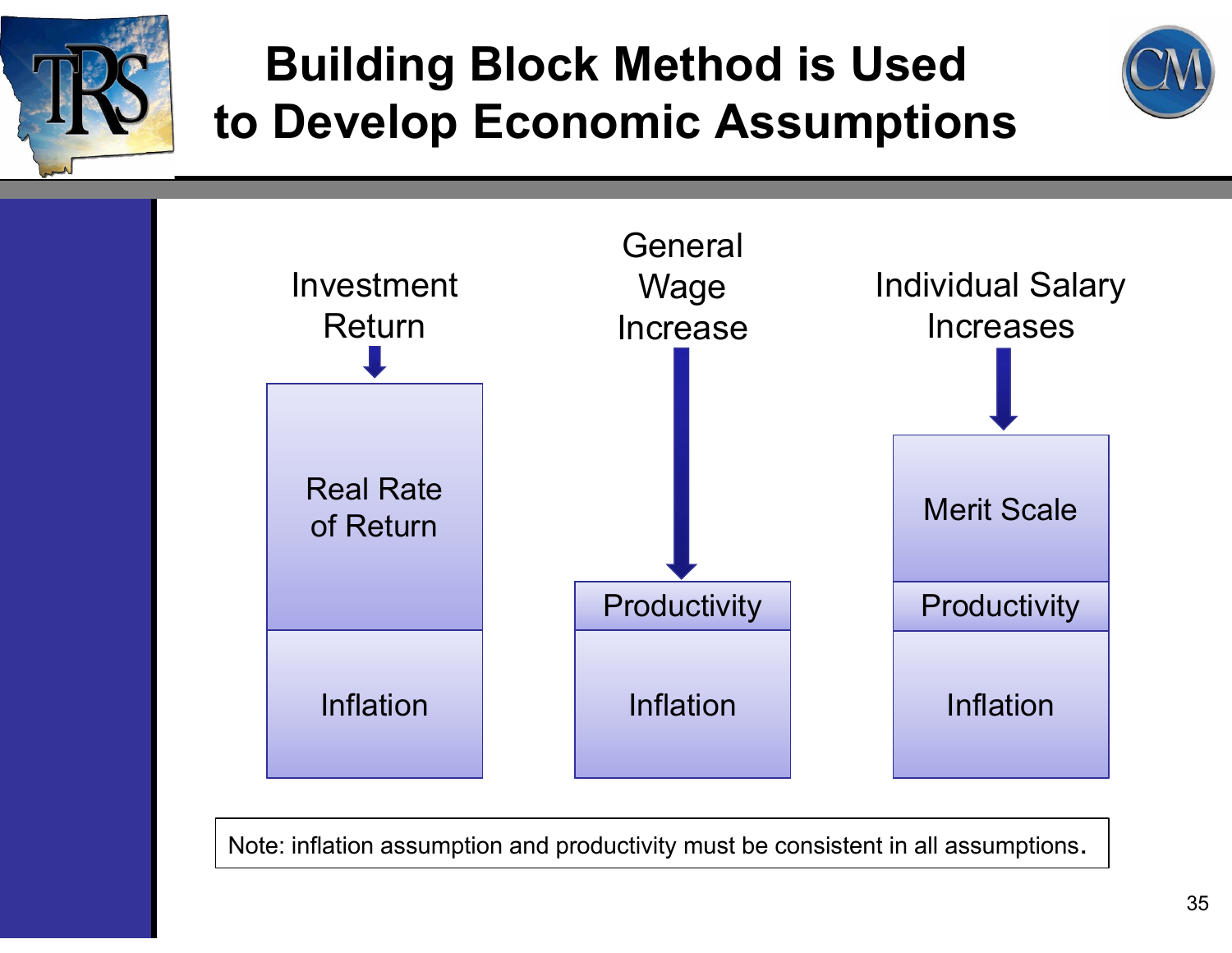# Building Block Method is Used to Develop Economic Assumptions

| Investment Return | General Wage Increase | Individual Salary Increases |
|---|---|---|
| Real Rate of Return | | Merit Scale |
| | Productivity | Productivity |
| Inflation | Inflation | Inflation |

Note: inflation assumption and productivity must be consistent in all assumptions.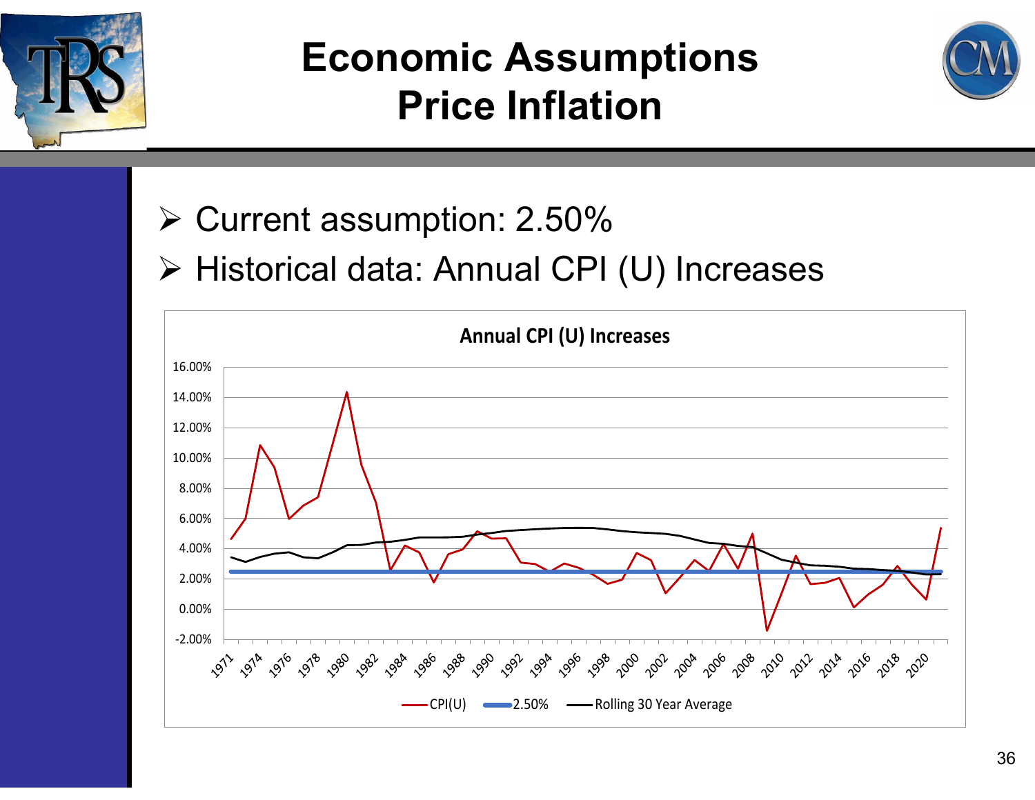# Economic Assumptions
# Price Inflation

- Current assumption: 2.50%
- Historical data: Annual CPI (U) Increases

**Annual CPI (U) Increases**

Legend: CPI(U) | 2.50% | Rolling 30 Year Average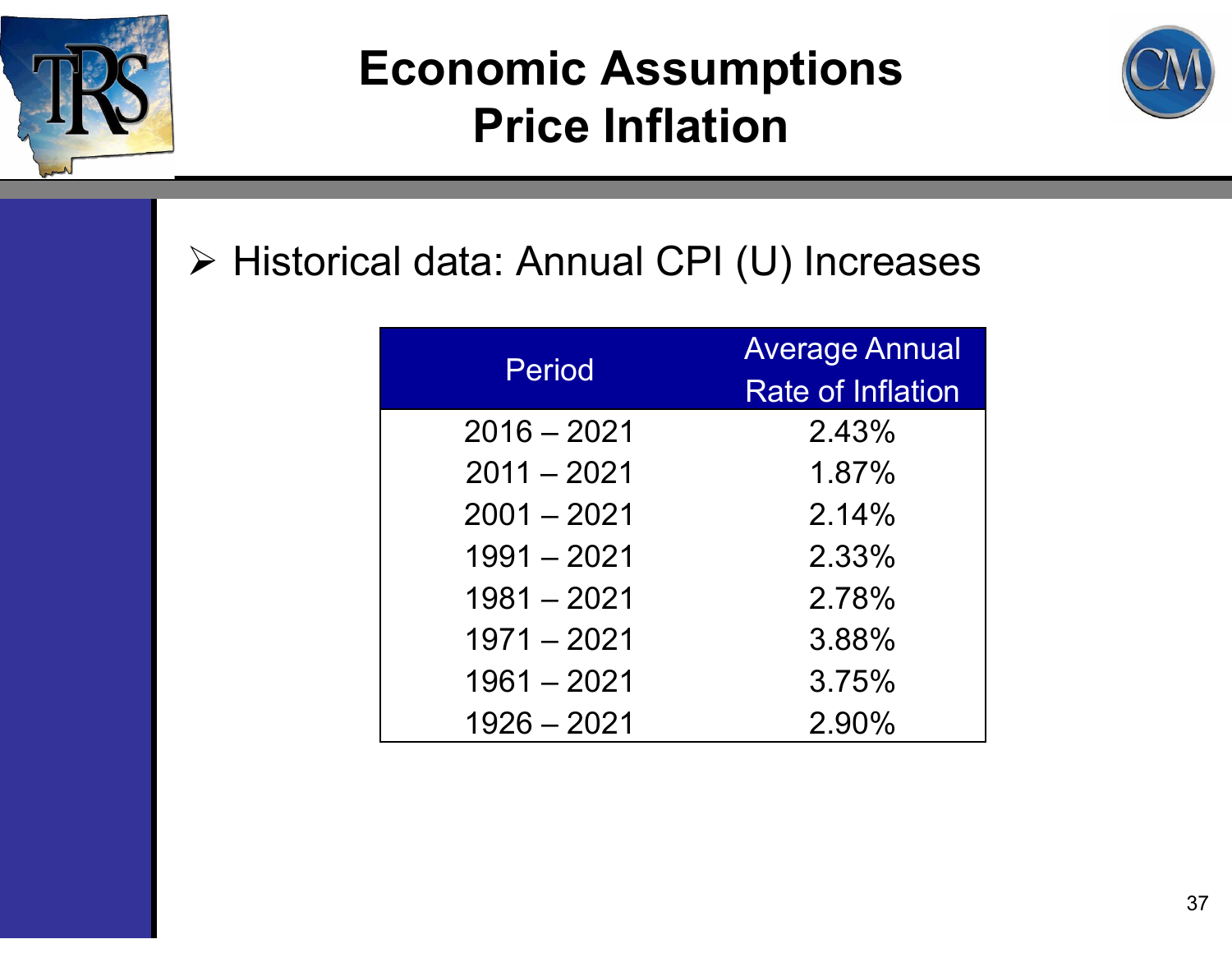# Economic Assumptions
## Price Inflation

- Historical data: Annual CPI (U) Increases

| Period | Average Annual Rate of Inflation |
| --- | --- |
| 2016 – 2021 | 2.43% |
| 2011 – 2021 | 1.87% |
| 2001 – 2021 | 2.14% |
| 1991 – 2021 | 2.33% |
| 1981 – 2021 | 2.78% |
| 1971 – 2021 | 3.88% |
| 1961 – 2021 | 3.75% |
| 1926 – 2021 | 2.90% |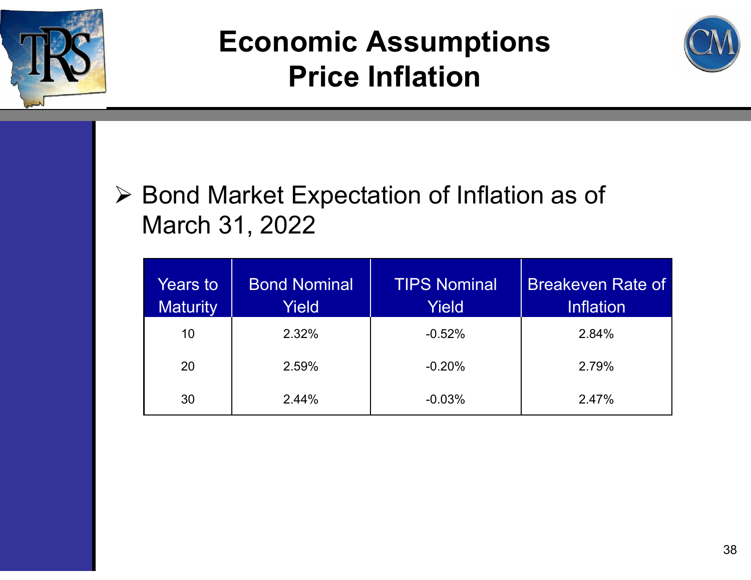# Economic Assumptions
# Price Inflation

- Bond Market Expectation of Inflation as of March 31, 2022

| Years to Maturity | Bond Nominal Yield | TIPS Nominal Yield | Breakeven Rate of Inflation |
|---|---|---|---|
| 10 | 2.32% | -0.52% | 2.84% |
| 20 | 2.59% | -0.20% | 2.79% |
| 30 | 2.44% | -0.03% | 2.47% |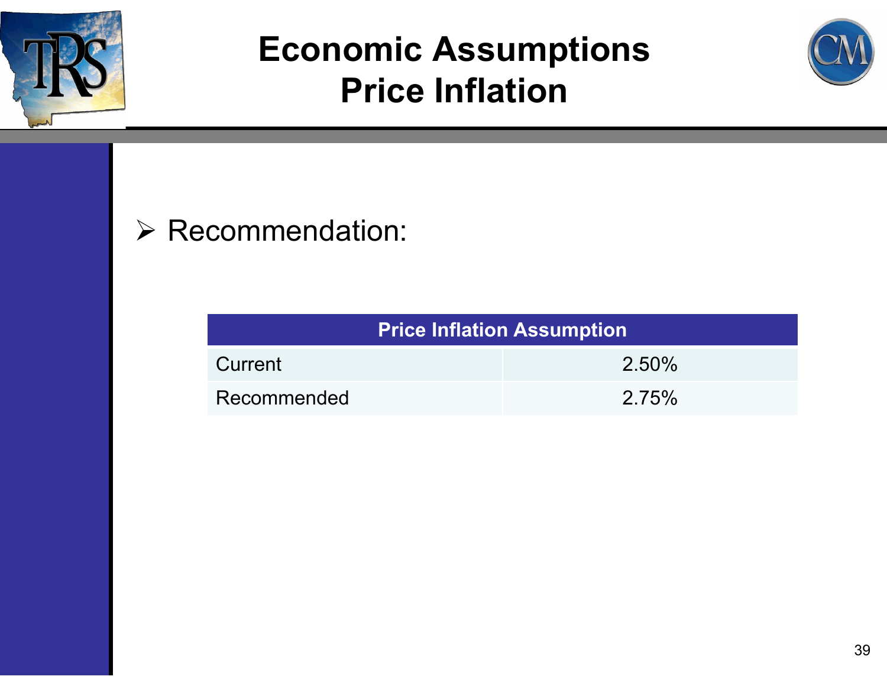# Economic Assumptions
## Price Inflation

- Recommendation:

| Price Inflation Assumption | |
|---|---|
| Current | 2.50% |
| Recommended | 2.75% |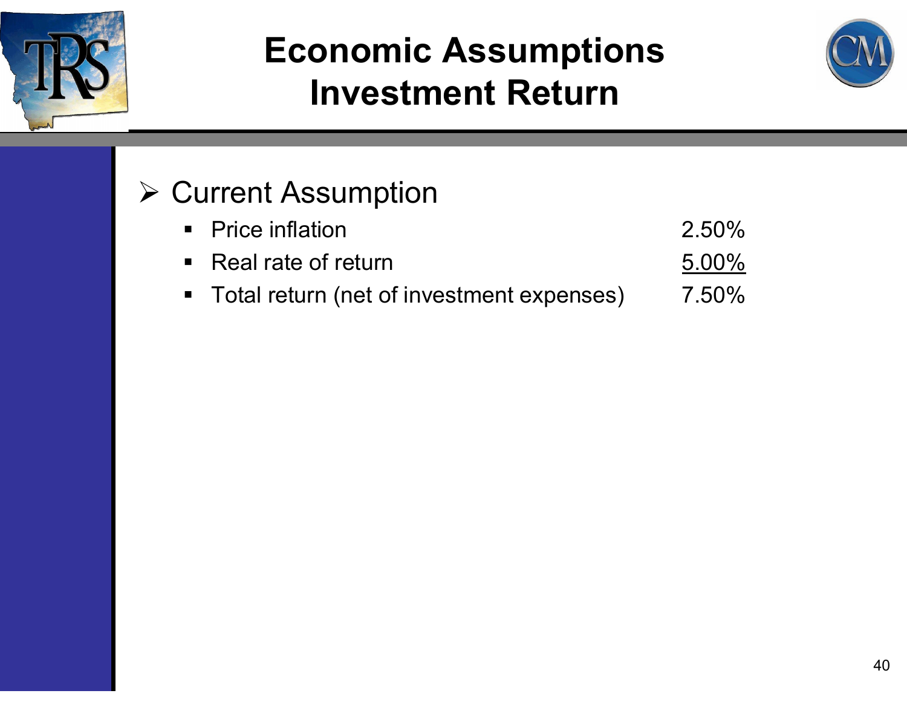# Economic Assumptions Investment Return

- Current Assumption

| | |
|---|---|
| Price inflation | 2.50% |
| Real rate of return | 5.00% |
| Total return (net of investment expenses) | 7.50% |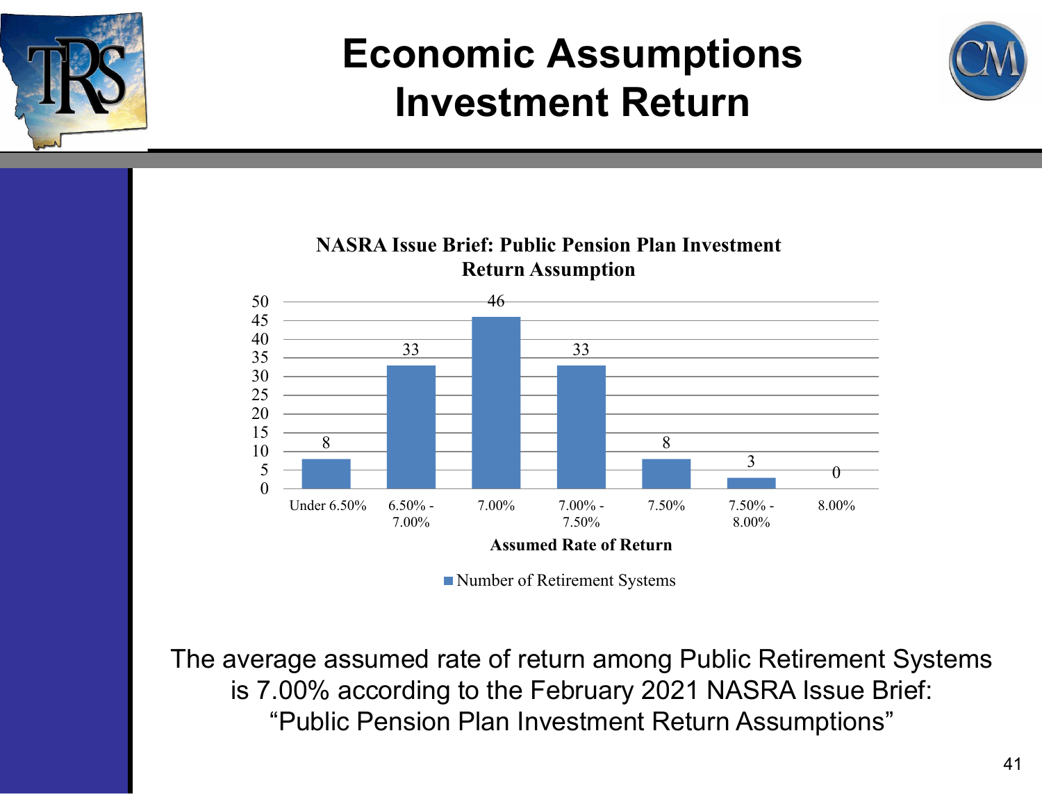# Economic Assumptions
# Investment Return

**NASRA Issue Brief: Public Pension Plan Investment Return Assumption**

| Assumed Rate of Return | Number of Retirement Systems |
|---|---|
| Under 6.50% | 8 |
| 6.50% - 7.00% | 33 |
| 7.00% | 46 |
| 7.00% - 7.50% | 33 |
| 7.50% | 8 |
| 7.50% - 8.00% | 3 |
| 8.00% | 0 |

The average assumed rate of return among Public Retirement Systems is 7.00% according to the February 2021 NASRA Issue Brief: "Public Pension Plan Investment Return Assumptions"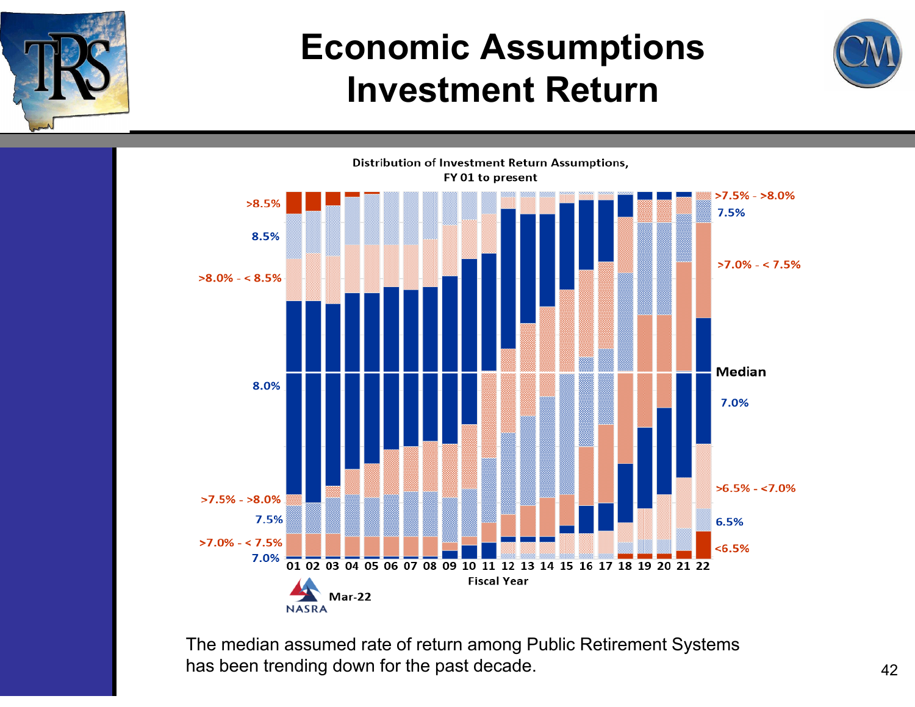# Economic Assumptions
# Investment Return

Distribution of Investment Return Assumptions, FY 01 to present

>8.5%
8.5%
>8.0% - < 8.5%
8.0%
>7.5% - >8.0%
7.5%
>7.0% - < 7.5%
7.0%

01 02 03 04 05 06 07 08 09 10 11 12 13 14 15 16 17 18 19 20 21 22

Fiscal Year

>7.5% - >8.0%
7.5%
>7.0% - < 7.5%
Median
7.0%
>6.5% - <7.0%
6.5%
<6.5%

NASRA Mar-22

The median assumed rate of return among Public Retirement Systems has been trending down for the past decade.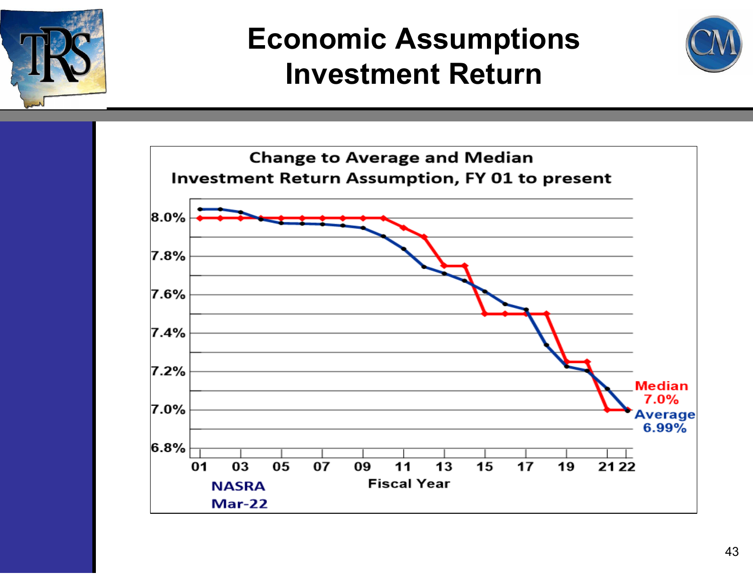# Economic Assumptions
# Investment Return

**Change to Average and Median Investment Return Assumption, FY 01 to present**

8.0%
7.8%
7.6%
7.4%
7.2%
7.0%
6.8%

01 03 05 07 09 11 13 15 17 19 21 22

Fiscal Year

Median 7.0%

Average 6.99%

NASRA Mar-22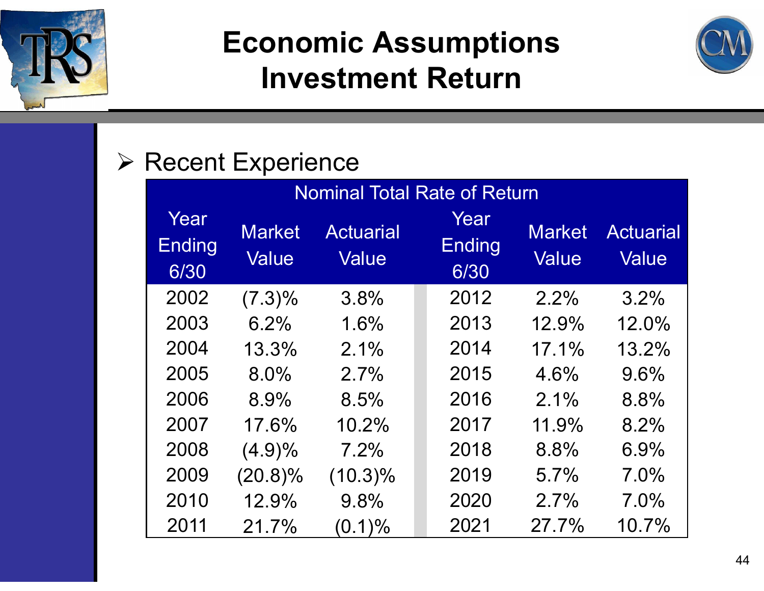# Economic Assumptions Investment Return

- Recent Experience

| Nominal Total Rate of Return | | | | | |
|---|---|---|---|---|---|
| Year Ending 6/30 | Market Value | Actuarial Value | Year Ending 6/30 | Market Value | Actuarial Value |
| 2002 | (7.3)% | 3.8% | 2012 | 2.2% | 3.2% |
| 2003 | 6.2% | 1.6% | 2013 | 12.9% | 12.0% |
| 2004 | 13.3% | 2.1% | 2014 | 17.1% | 13.2% |
| 2005 | 8.0% | 2.7% | 2015 | 4.6% | 9.6% |
| 2006 | 8.9% | 8.5% | 2016 | 2.1% | 8.8% |
| 2007 | 17.6% | 10.2% | 2017 | 11.9% | 8.2% |
| 2008 | (4.9)% | 7.2% | 2018 | 8.8% | 6.9% |
| 2009 | (20.8)% | (10.3)% | 2019 | 5.7% | 7.0% |
| 2010 | 12.9% | 9.8% | 2020 | 2.7% | 7.0% |
| 2011 | 21.7% | (0.1)% | 2021 | 27.7% | 10.7% |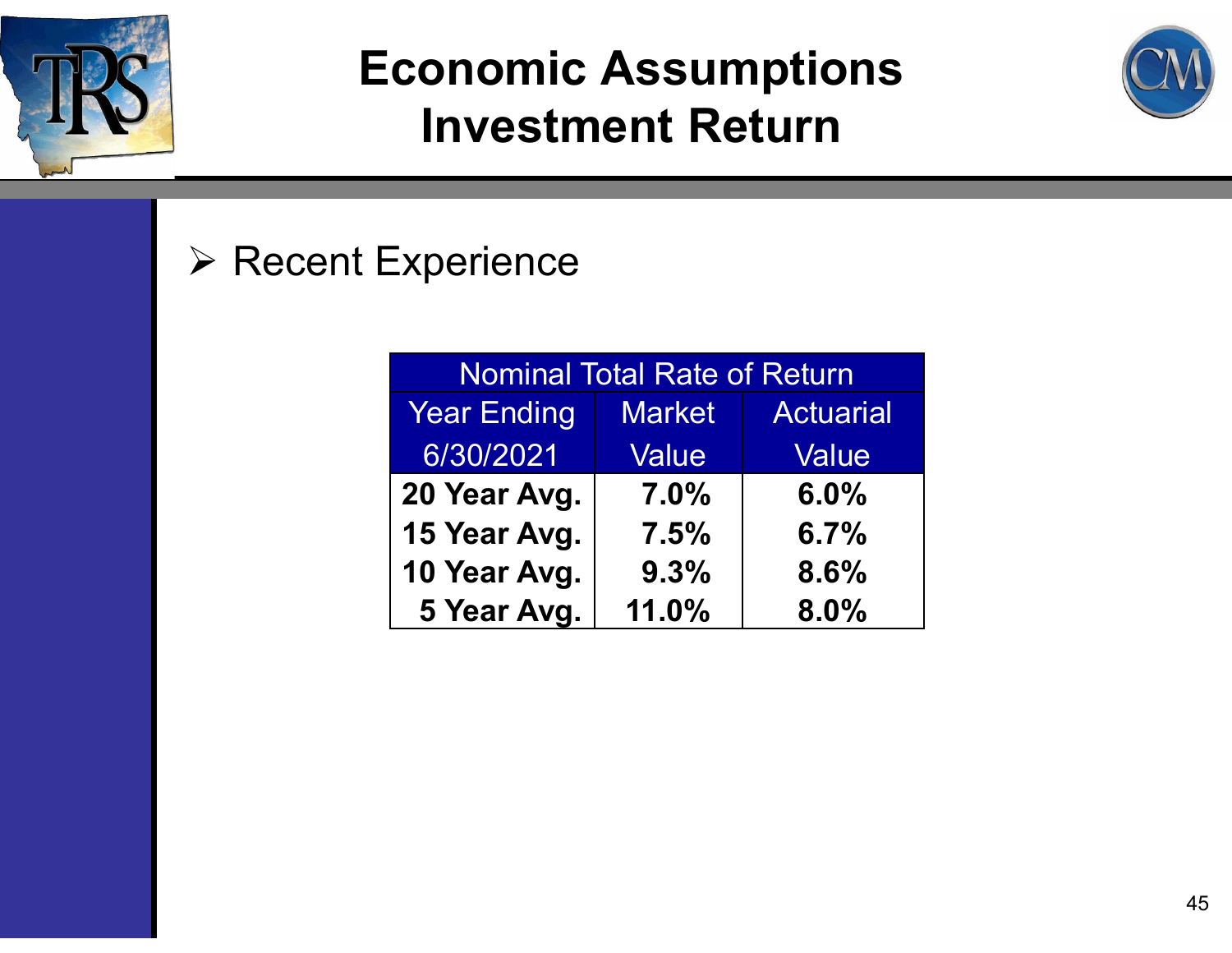# Economic Assumptions
# Investment Return

- Recent Experience

| Nominal Total Rate of Return | | |
|---|---|---|
| Year Ending 6/30/2021 | Market Value | Actuarial Value |
| **20 Year Avg.** | **7.0%** | **6.0%** |
| **15 Year Avg.** | **7.5%** | **6.7%** |
| **10 Year Avg.** | **9.3%** | **8.6%** |
| **5 Year Avg.** | **11.0%** | **8.0%** |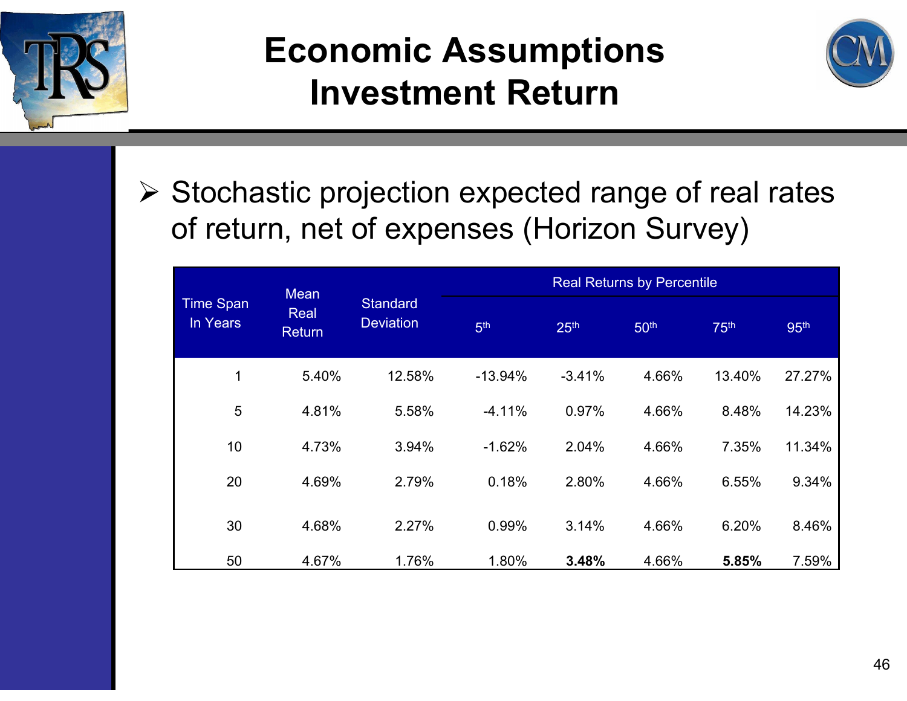# Economic Assumptions
# Investment Return

- Stochastic projection expected range of real rates of return, net of expenses (Horizon Survey)

| Time Span In Years | Mean Real Return | Standard Deviation | Real Returns by Percentile | | | | |
|---|---|---|---|---|---|---|---|
| | | | 5th | 25th | 50th | 75th | 95th |
| 1 | 5.40% | 12.58% | -13.94% | -3.41% | 4.66% | 13.40% | 27.27% |
| 5 | 4.81% | 5.58% | -4.11% | 0.97% | 4.66% | 8.48% | 14.23% |
| 10 | 4.73% | 3.94% | -1.62% | 2.04% | 4.66% | 7.35% | 11.34% |
| 20 | 4.69% | 2.79% | 0.18% | 2.80% | 4.66% | 6.55% | 9.34% |
| 30 | 4.68% | 2.27% | 0.99% | 3.14% | 4.66% | 6.20% | 8.46% |
| 50 | 4.67% | 1.76% | 1.80% | **3.48%** | 4.66% | **5.85%** | 7.59% |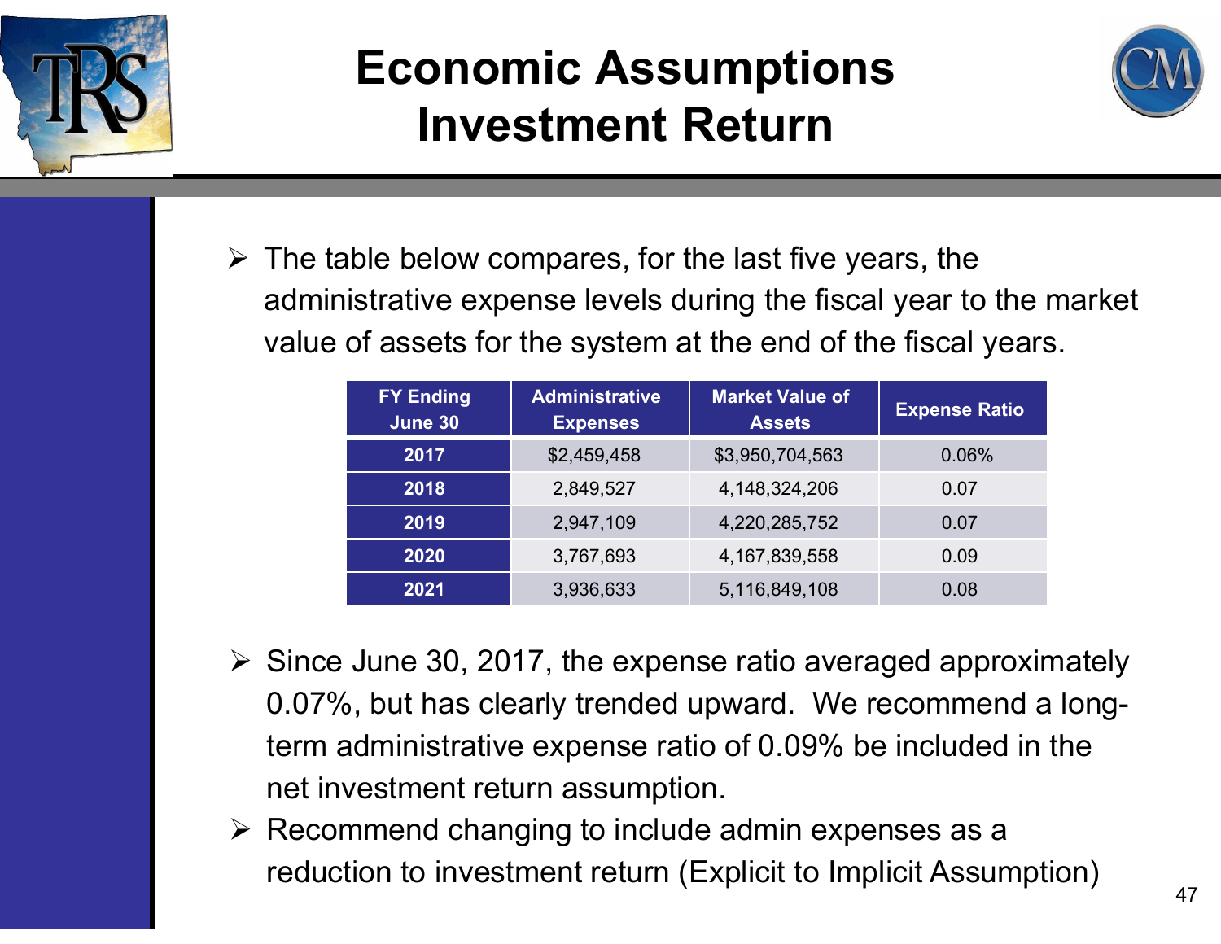# Economic Assumptions Investment Return

- The table below compares, for the last five years, the administrative expense levels during the fiscal year to the market value of assets for the system at the end of the fiscal years.

| FY Ending June 30 | Administrative Expenses | Market Value of Assets | Expense Ratio |
|---|---|---|---|
| **2017** | $2,459,458 | $3,950,704,563 | 0.06% |
| **2018** | 2,849,527 | 4,148,324,206 | 0.07 |
| **2019** | 2,947,109 | 4,220,285,752 | 0.07 |
| **2020** | 3,767,693 | 4,167,839,558 | 0.09 |
| **2021** | 3,936,633 | 5,116,849,108 | 0.08 |

- Since June 30, 2017, the expense ratio averaged approximately 0.07%, but has clearly trended upward. We recommend a long-term administrative expense ratio of 0.09% be included in the net investment return assumption.
- Recommend changing to include admin expenses as a reduction to investment return (Explicit to Implicit Assumption)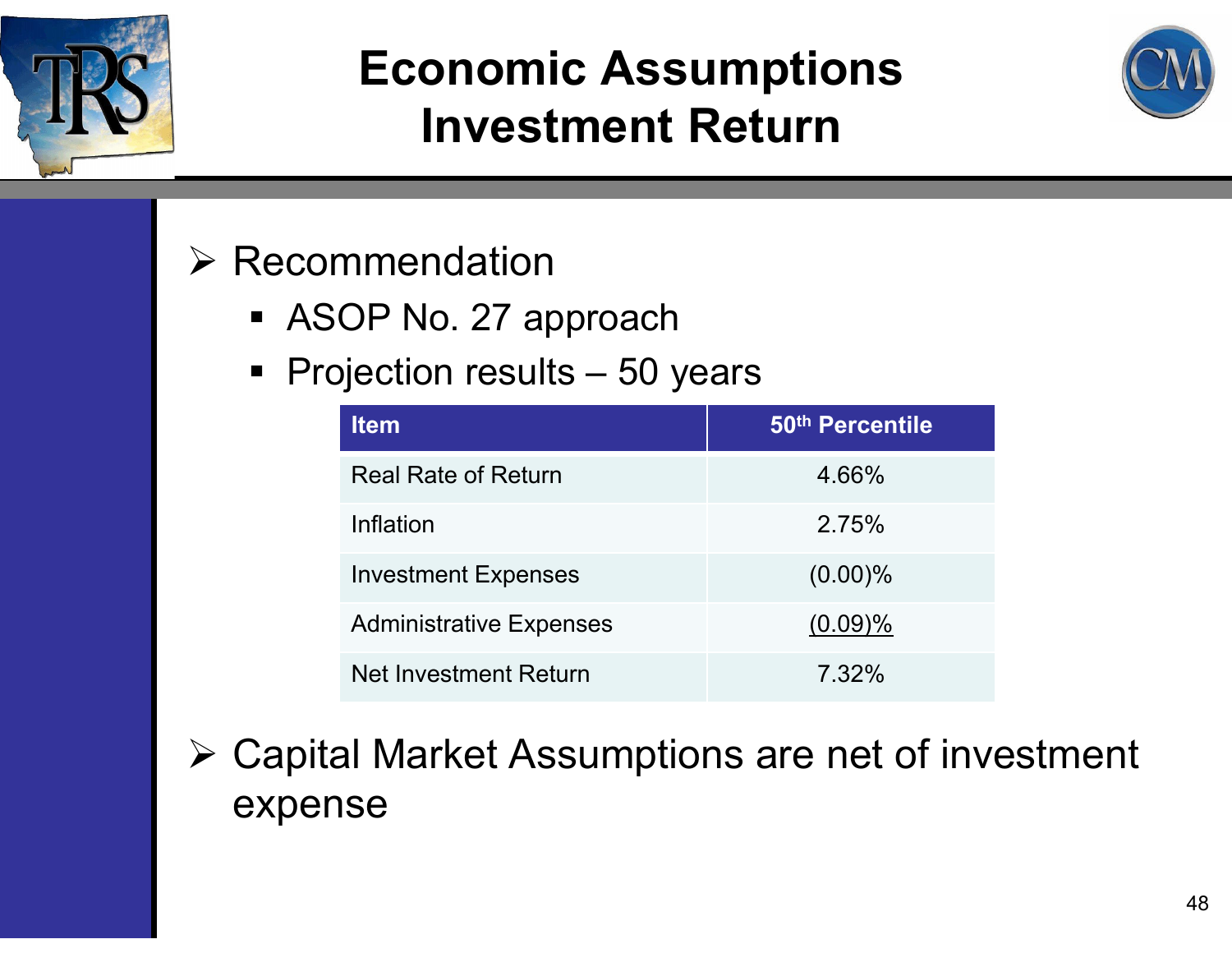# Economic Assumptions Investment Return

- Recommendation
  - ASOP No. 27 approach
  - Projection results – 50 years

| Item | 50th Percentile |
|---|---|
| Real Rate of Return | 4.66% |
| Inflation | 2.75% |
| Investment Expenses | (0.00)% |
| Administrative Expenses | (0.09)% |
| Net Investment Return | 7.32% |

- Capital Market Assumptions are net of investment expense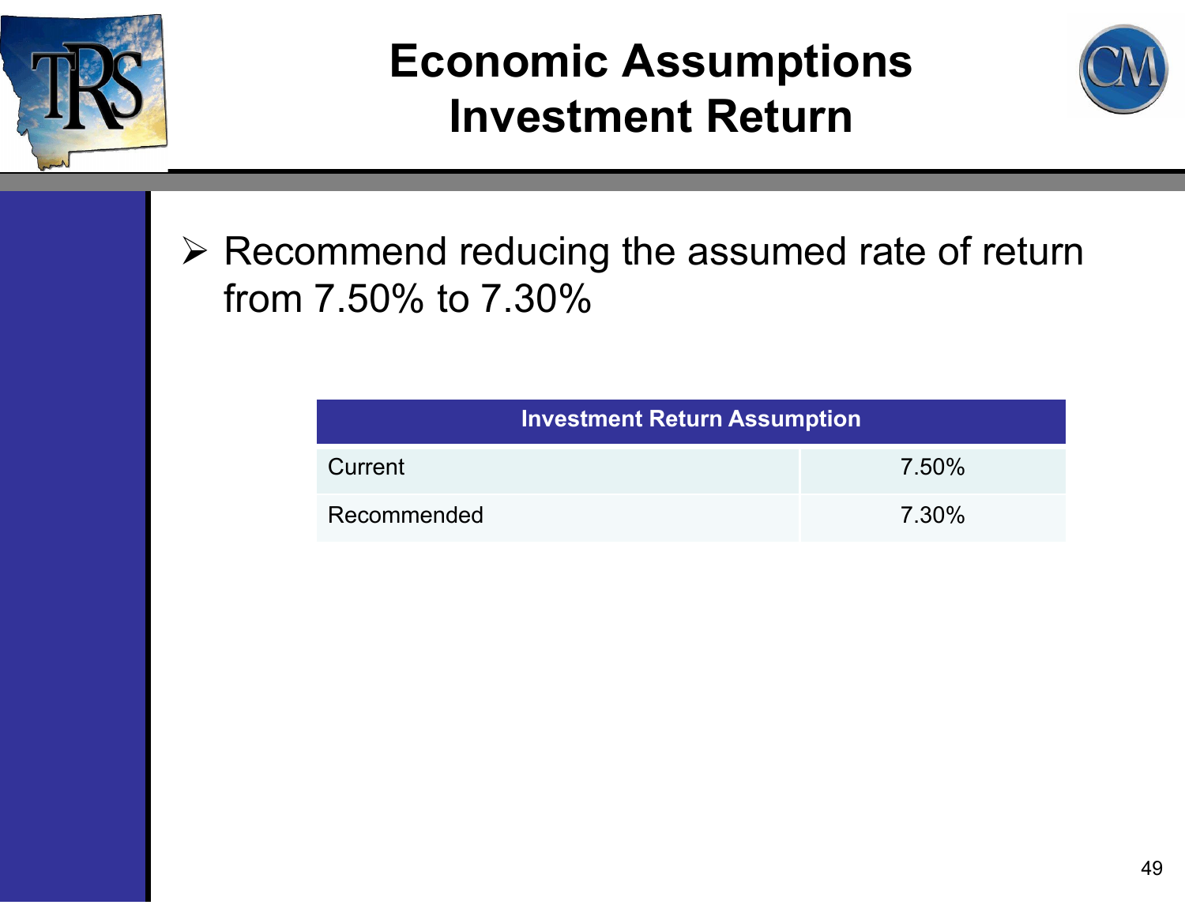# Economic Assumptions Investment Return

- Recommend reducing the assumed rate of return from 7.50% to 7.30%

| Investment Return Assumption | |
|---|---|
| Current | 7.50% |
| Recommended | 7.30% |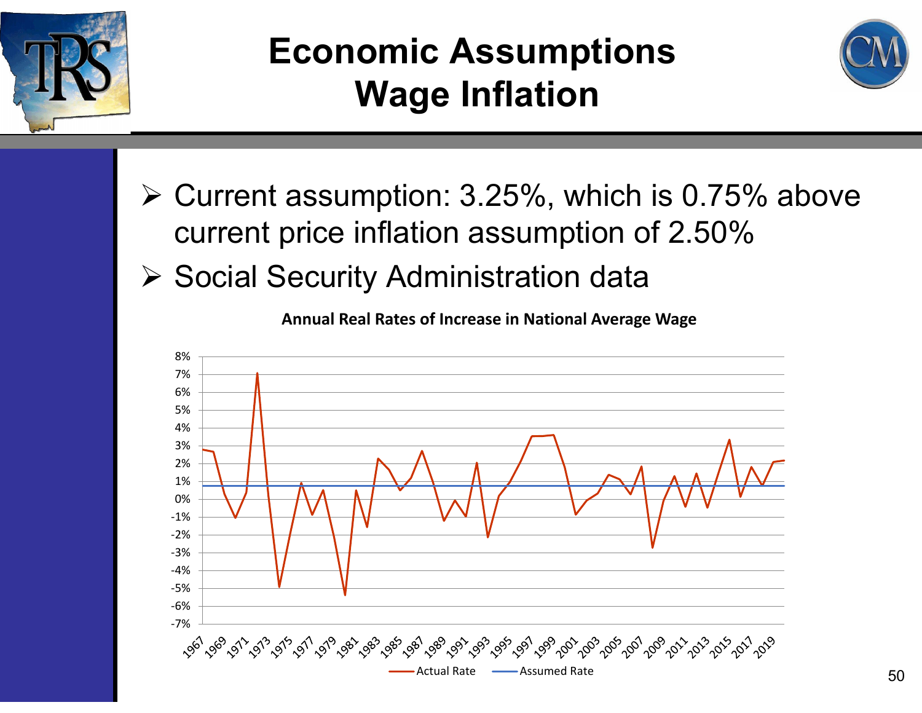# Economic Assumptions Wage Inflation

- Current assumption: 3.25%, which is 0.75% above current price inflation assumption of 2.50%
- Social Security Administration data

**Annual Real Rates of Increase in National Average Wage**

Actual Rate — Assumed Rate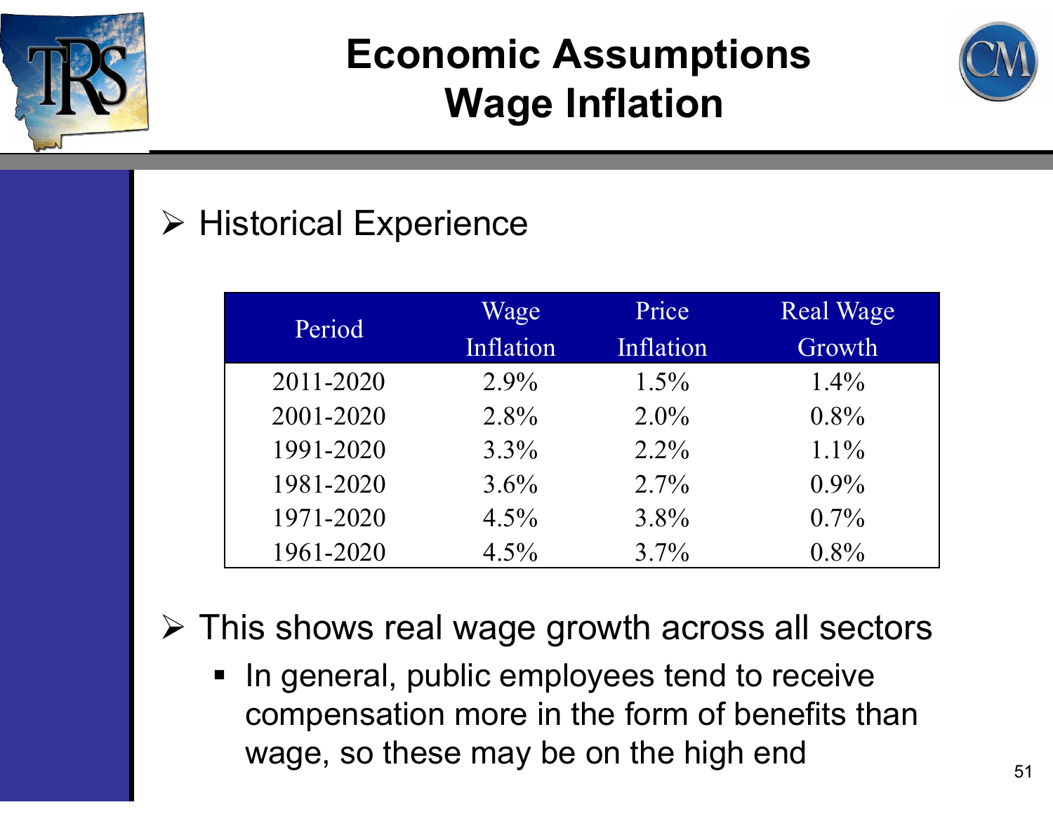# Economic Assumptions
# Wage Inflation

- Historical Experience

| Period | Wage Inflation | Price Inflation | Real Wage Growth |
|---|---|---|---|
| 2011-2020 | 2.9% | 1.5% | 1.4% |
| 2001-2020 | 2.8% | 2.0% | 0.8% |
| 1991-2020 | 3.3% | 2.2% | 1.1% |
| 1981-2020 | 3.6% | 2.7% | 0.9% |
| 1971-2020 | 4.5% | 3.8% | 0.7% |
| 1961-2020 | 4.5% | 3.7% | 0.8% |

- This shows real wage growth across all sectors
  - In general, public employees tend to receive compensation more in the form of benefits than wage, so these may be on the high end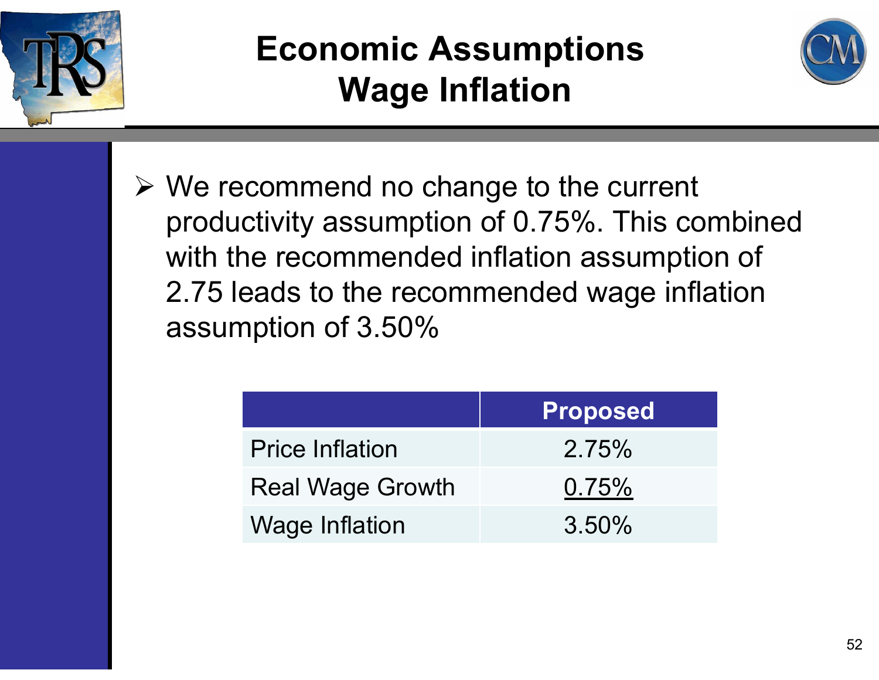# Economic Assumptions Wage Inflation

- We recommend no change to the current productivity assumption of 0.75%. This combined with the recommended inflation assumption of 2.75 leads to the recommended wage inflation assumption of 3.50%

| | Proposed |
|---|---|
| Price Inflation | 2.75% |
| Real Wage Growth | 0.75% |
| Wage Inflation | 3.50% |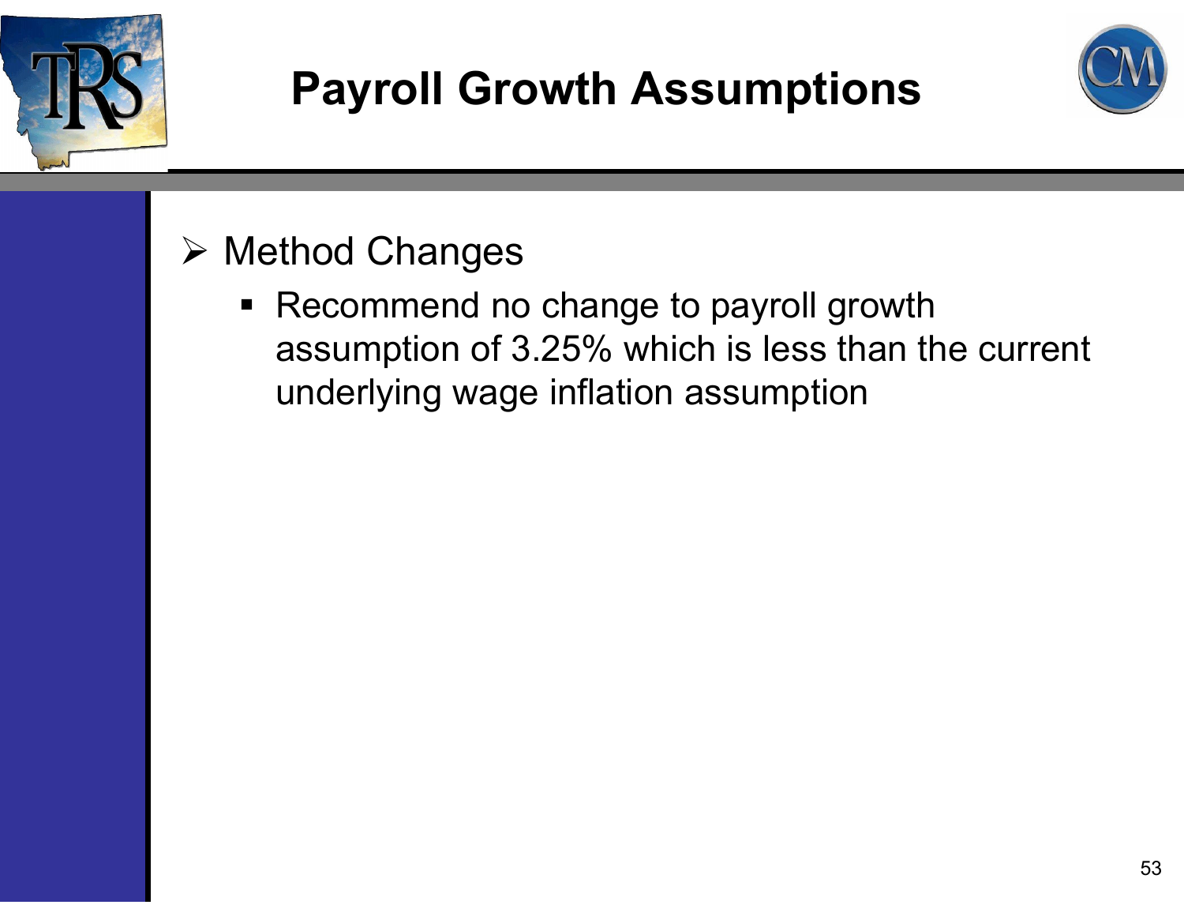# Payroll Growth Assumptions

- Method Changes
  - Recommend no change to payroll growth assumption of 3.25% which is less than the current underlying wage inflation assumption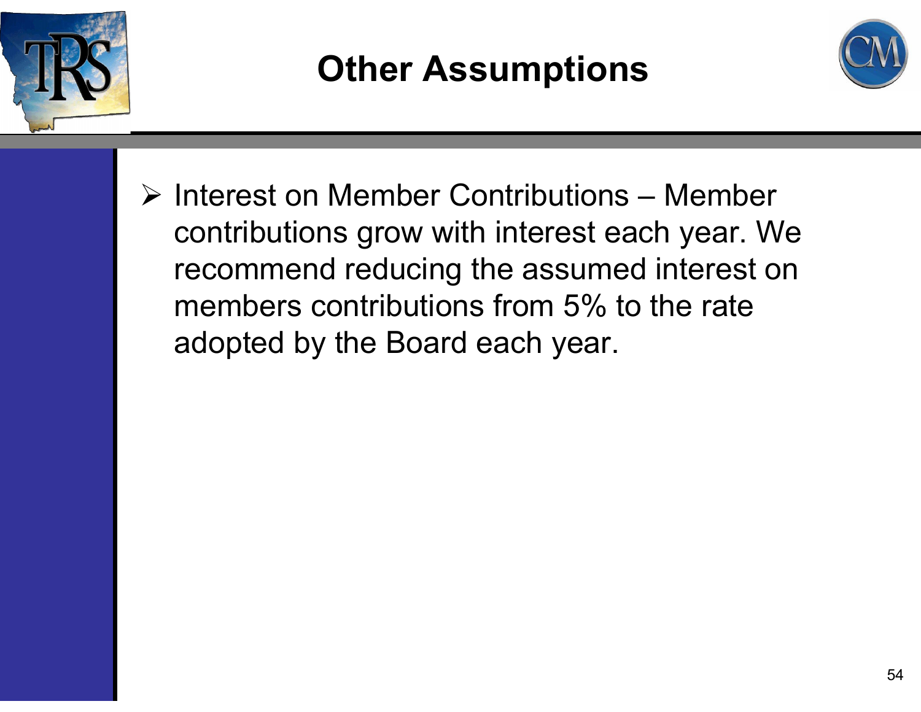# Other Assumptions

- Interest on Member Contributions – Member contributions grow with interest each year. We recommend reducing the assumed interest on members contributions from 5% to the rate adopted by the Board each year.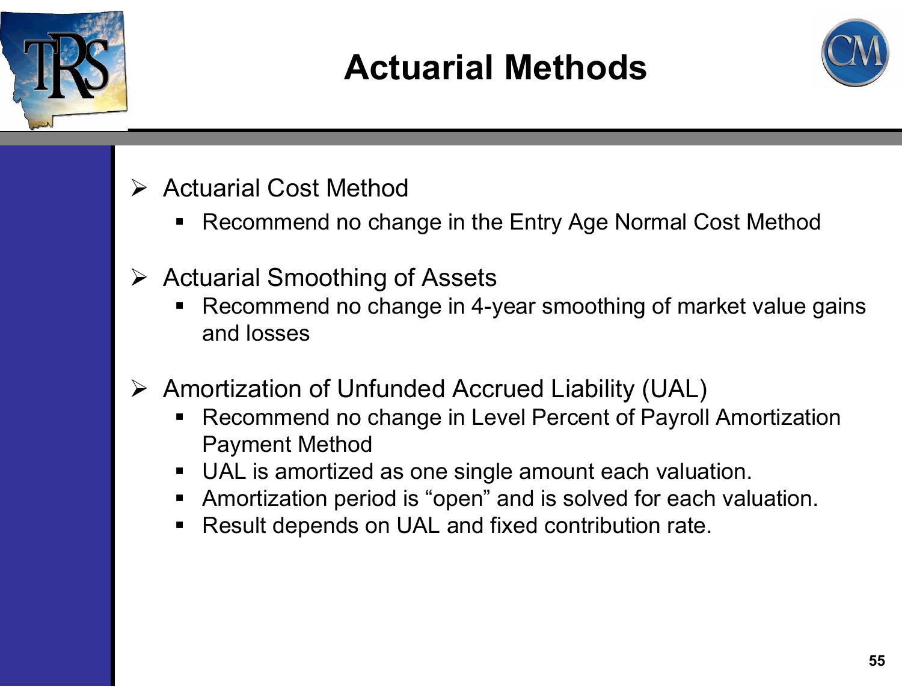# Actuarial Methods

- Actuarial Cost Method
  - Recommend no change in the Entry Age Normal Cost Method
- Actuarial Smoothing of Assets
  - Recommend no change in 4-year smoothing of market value gains and losses
- Amortization of Unfunded Accrued Liability (UAL)
  - Recommend no change in Level Percent of Payroll Amortization Payment Method
  - UAL is amortized as one single amount each valuation.
  - Amortization period is "open" and is solved for each valuation.
  - Result depends on UAL and fixed contribution rate.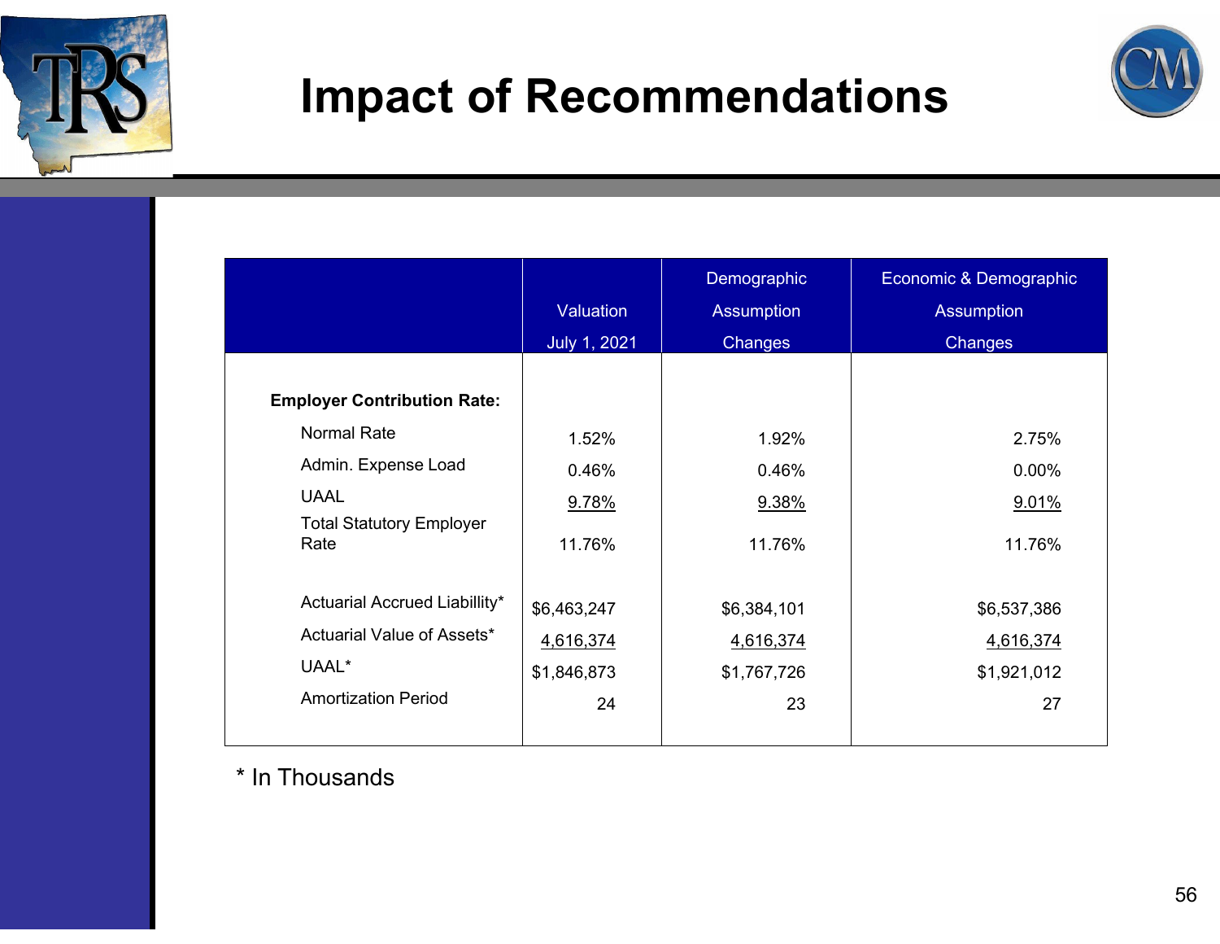# Impact of Recommendations

| | Valuation July 1, 2021 | Demographic Assumption Changes | Economic & Demographic Assumption Changes |
|---|---|---|---|
| **Employer Contribution Rate:** | | | |
| Normal Rate | 1.52% | 1.92% | 2.75% |
| Admin. Expense Load | 0.46% | 0.46% | 0.00% |
| UAAL | 9.78% | 9.38% | 9.01% |
| Total Statutory Employer Rate | 11.76% | 11.76% | 11.76% |
| | | | |
| Actuarial Accrued Liabillity* | $6,463,247 | $6,384,101 | $6,537,386 |
| Actuarial Value of Assets* | 4,616,374 | 4,616,374 | 4,616,374 |
| UAAL* | $1,846,873 | $1,767,726 | $1,921,012 |
| Amortization Period | 24 | 23 | 27 |

* In Thousands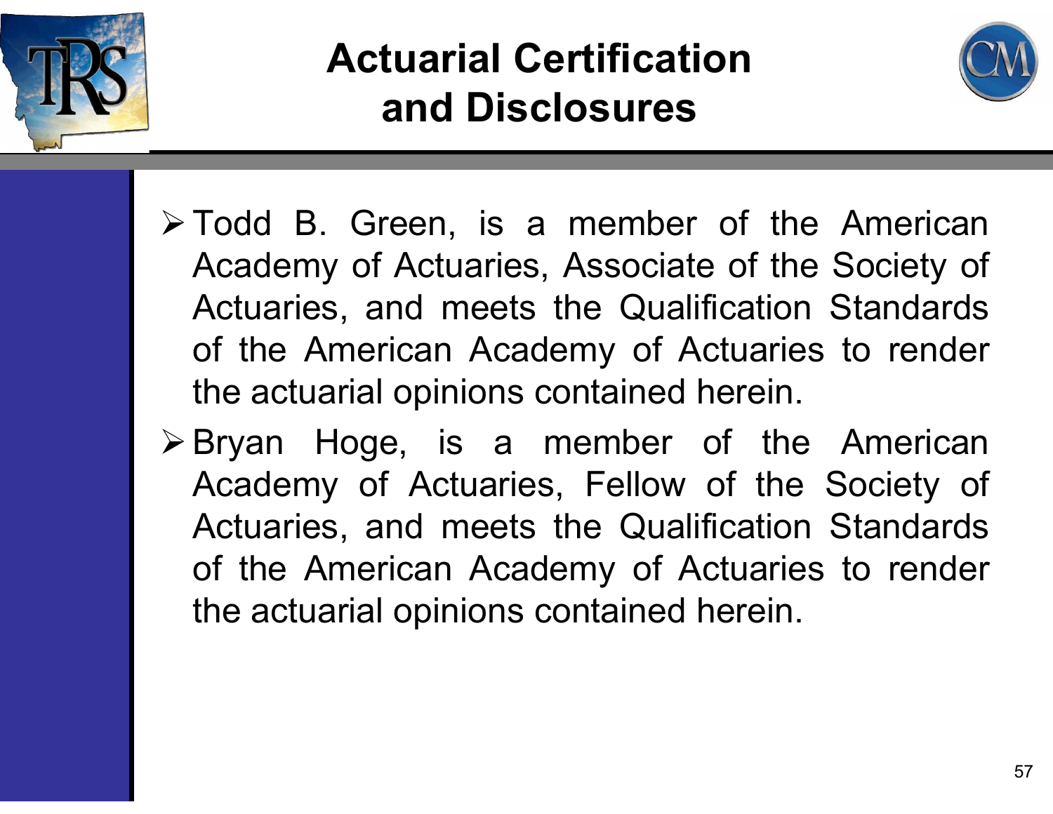# Actuarial Certification and Disclosures

- Todd B. Green, is a member of the American Academy of Actuaries, Associate of the Society of Actuaries, and meets the Qualification Standards of the American Academy of Actuaries to render the actuarial opinions contained herein.
- Bryan Hoge, is a member of the American Academy of Actuaries, Fellow of the Society of Actuaries, and meets the Qualification Standards of the American Academy of Actuaries to render the actuarial opinions contained herein.